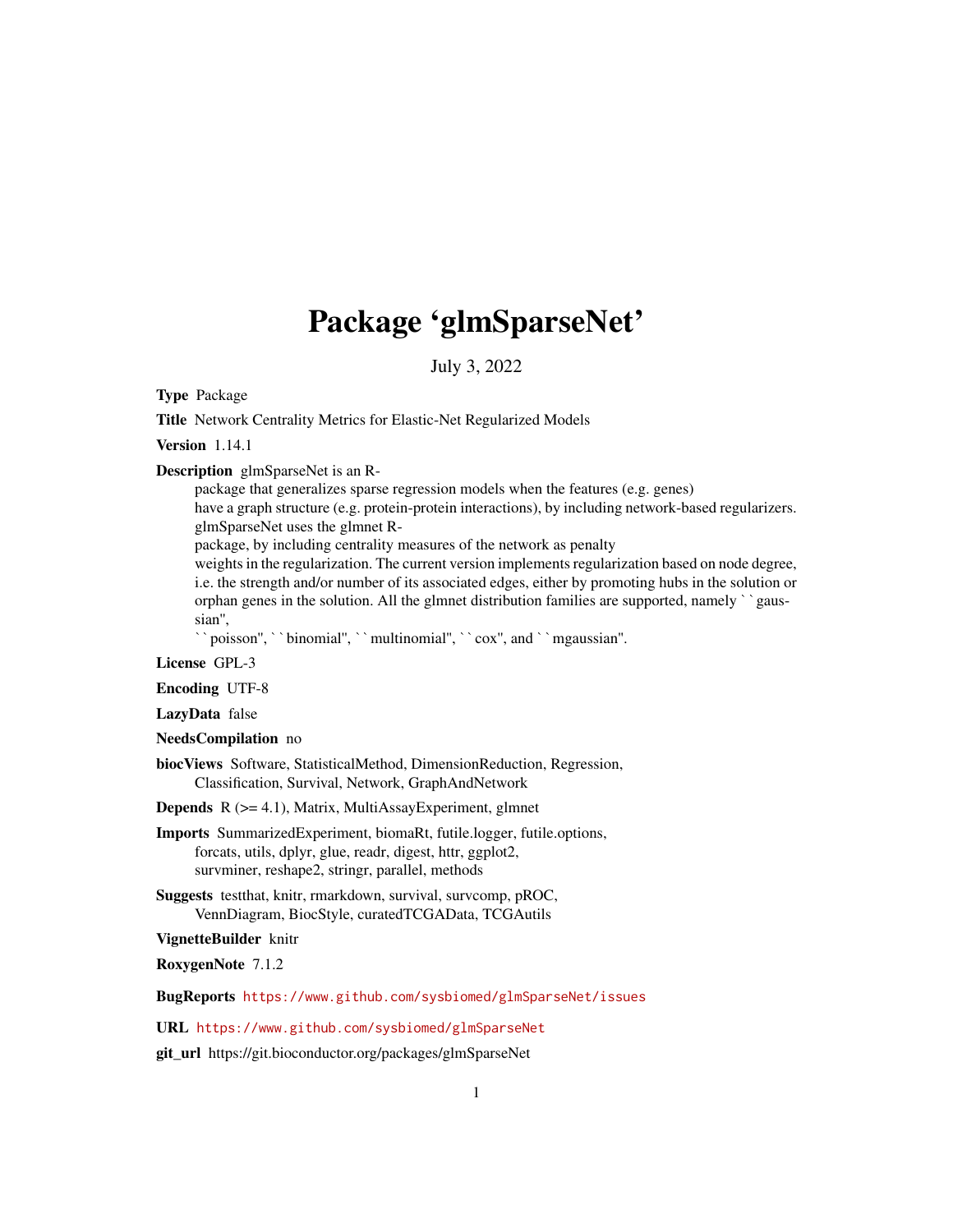# Package 'glmSparseNet'

July 3, 2022

**Type** Package

**Title** Network Centrality Metrics for Elastic-Net Regularized Models

**Version** 1.14.1

**Description** glmSparseNet is an R-package that generalizes sparse regression models when the features (e.g. genes) have a graph structure (e.g. protein-protein interactions), by including network-based regularizers. glmSparseNet uses the glmnet R-package, by including centrality measures of the network as penalty weights in the regularization. The current version implements regularization based on node degree, i.e. the strength and/or number of its associated edges, either by promoting hubs in the solution or orphan genes in the solution. All the glmnet distribution families are supported, namely ``gaussian'', ``poisson'', ``binomial'', ``multinomial'', ``cox'', and ``mgaussian''.

**License** GPL-3

**Encoding** UTF-8

**LazyData** false

**NeedsCompilation** no

**biocViews** Software, StatisticalMethod, DimensionReduction, Regression, Classification, Survival, Network, GraphAndNetwork

**Depends** R (>= 4.1), Matrix, MultiAssayExperiment, glmnet

**Imports** SummarizedExperiment, biomaRt, futile.logger, futile.options, forcats, utils, dplyr, glue, readr, digest, httr, ggplot2, survminer, reshape2, stringr, parallel, methods

**Suggests** testthat, knitr, rmarkdown, survival, survcomp, pROC, VennDiagram, BiocStyle, curatedTCGAData, TCGAutils

**VignetteBuilder** knitr

**RoxygenNote** 7.1.2

**BugReports** https://www.github.com/sysbiomed/glmSparseNet/issues

**URL** https://www.github.com/sysbiomed/glmSparseNet

**git_url** https://git.bioconductor.org/packages/glmSparseNet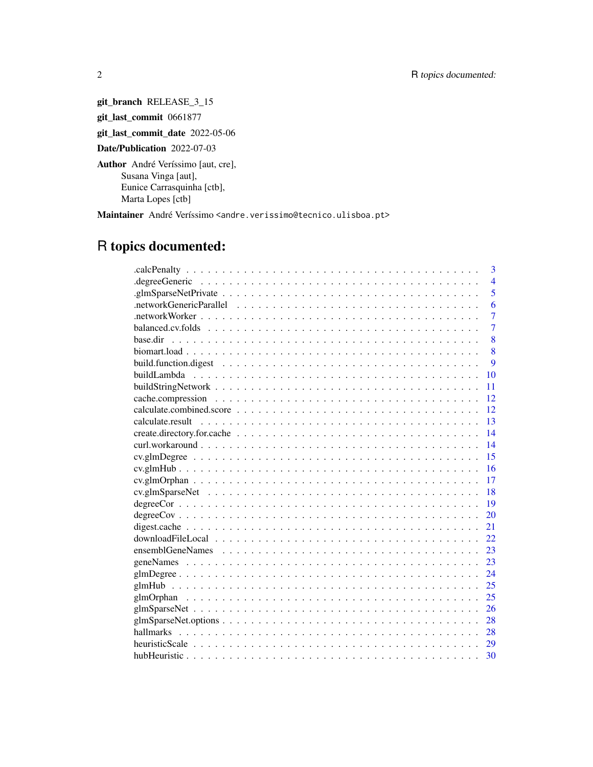**git_branch** RELEASE_3_15

**git_last_commit** 0661877

**git_last_commit_date** 2022-05-06

**Date/Publication** 2022-07-03

**Author** André Veríssimo [aut, cre],
Susana Vinga [aut],
Eunice Carrasquinha [ctb],
Marta Lopes [ctb]

**Maintainer** André Veríssimo <andre.verissimo@tecnico.ulisboa.pt>

# R topics documented:

| | |
|---|---|
| .calcPenalty | 3 |
| .degreeGeneric | 4 |
| .glmSparseNetPrivate | 5 |
| .networkGenericParallel | 6 |
| .networkWorker | 7 |
| balanced.cv.folds | 7 |
| base.dir | 8 |
| biomart.load | 8 |
| build.function.digest | 9 |
| buildLambda | 10 |
| buildStringNetwork | 11 |
| cache.compression | 12 |
| calculate.combined.score | 12 |
| calculate.result | 13 |
| create.directory.for.cache | 14 |
| curl.workaround | 14 |
| cv.glmDegree | 15 |
| cv.glmHub | 16 |
| cv.glmOrphan | 17 |
| cv.glmSparseNet | 18 |
| degreeCor | 19 |
| degreeCov | 20 |
| digest.cache | 21 |
| downloadFileLocal | 22 |
| ensemblGeneNames | 23 |
| geneNames | 23 |
| glmDegree | 24 |
| glmHub | 25 |
| glmOrphan | 25 |
| glmSparseNet | 26 |
| glmSparseNet.options | 28 |
| hallmarks | 28 |
| heuristicScale | 29 |
| hubHeuristic | 30 |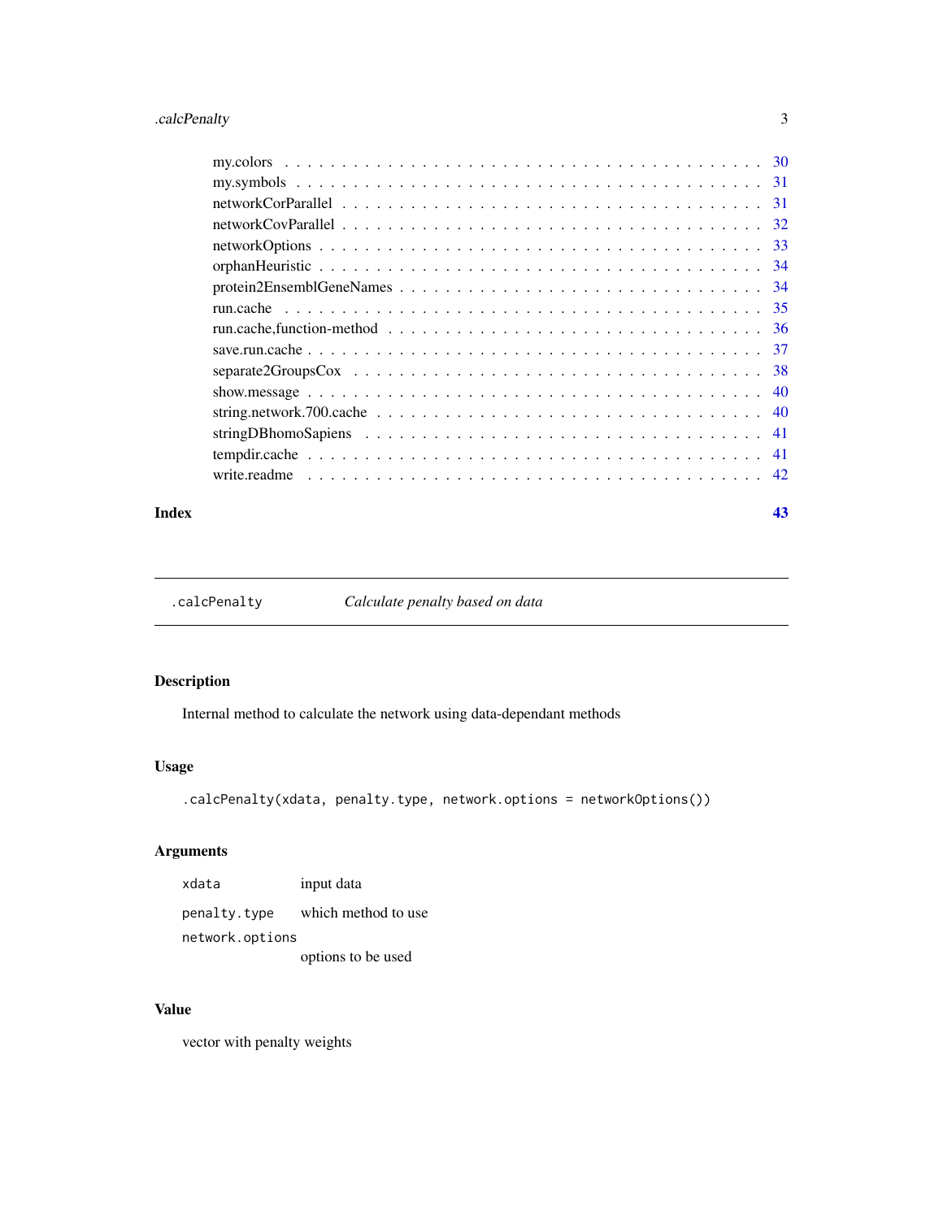my.colors . . . . . . . . . . . . . . . . . . . . . . . . . . . . . . . . . . . . . . . 30
my.symbols . . . . . . . . . . . . . . . . . . . . . . . . . . . . . . . . . . . . . . 31
networkCorParallel . . . . . . . . . . . . . . . . . . . . . . . . . . . . . . . . . . 31
networkCovParallel . . . . . . . . . . . . . . . . . . . . . . . . . . . . . . . . . . 32
networkOptions . . . . . . . . . . . . . . . . . . . . . . . . . . . . . . . . . . . . 33
orphanHeuristic . . . . . . . . . . . . . . . . . . . . . . . . . . . . . . . . . . . . 34
protein2EnsemblGeneNames . . . . . . . . . . . . . . . . . . . . . . . . . . . . . . 34
run.cache . . . . . . . . . . . . . . . . . . . . . . . . . . . . . . . . . . . . . . . 35
run.cache,function-method . . . . . . . . . . . . . . . . . . . . . . . . . . . . . . 36
save.run.cache . . . . . . . . . . . . . . . . . . . . . . . . . . . . . . . . . . . . 37
separate2GroupsCox . . . . . . . . . . . . . . . . . . . . . . . . . . . . . . . . . . 38
show.message . . . . . . . . . . . . . . . . . . . . . . . . . . . . . . . . . . . . . 40
string.network.700.cache . . . . . . . . . . . . . . . . . . . . . . . . . . . . . . . 40
stringDBhomoSapiens . . . . . . . . . . . . . . . . . . . . . . . . . . . . . . . . . 41
tempdir.cache . . . . . . . . . . . . . . . . . . . . . . . . . . . . . . . . . . . . . 41
write.readme . . . . . . . . . . . . . . . . . . . . . . . . . . . . . . . . . . . . . . 42

**Index** **43**

---

## .calcPenalty — *Calculate penalty based on data*

### Description

Internal method to calculate the network using data-dependant methods

### Usage

```
.calcPenalty(xdata, penalty.type, network.options = networkOptions())
```

### Arguments

| | |
|---|---|
| xdata | input data |
| penalty.type | which method to use |
| network.options | options to be used |

### Value

vector with penalty weights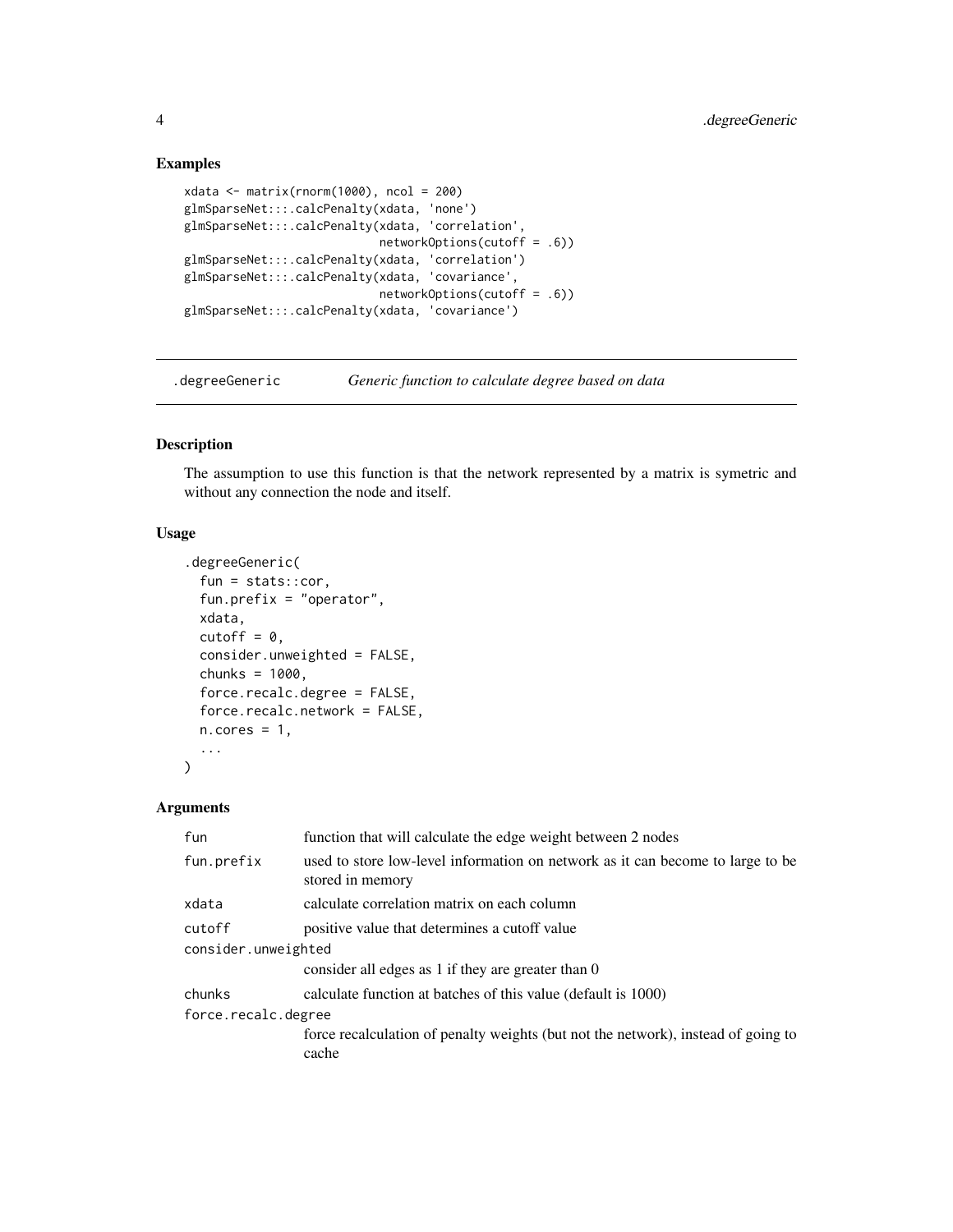### Examples

```
xdata <- matrix(rnorm(1000), ncol = 200)
glmSparseNet:::.calcPenalty(xdata, 'none')
glmSparseNet:::.calcPenalty(xdata, 'correlation',
                            networkOptions(cutoff = .6))
glmSparseNet:::.calcPenalty(xdata, 'correlation')
glmSparseNet:::.calcPenalty(xdata, 'covariance',
                            networkOptions(cutoff = .6))
glmSparseNet:::.calcPenalty(xdata, 'covariance')
```

---

## .degreeGeneric — *Generic function to calculate degree based on data*

### Description

The assumption to use this function is that the network represented by a matrix is symetric and without any connection the node and itself.

### Usage

```
.degreeGeneric(
  fun = stats::cor,
  fun.prefix = "operator",
  xdata,
  cutoff = 0,
  consider.unweighted = FALSE,
  chunks = 1000,
  force.recalc.degree = FALSE,
  force.recalc.network = FALSE,
  n.cores = 1,
  ...
)
```

### Arguments

| | |
|---|---|
| `fun` | function that will calculate the edge weight between 2 nodes |
| `fun.prefix` | used to store low-level information on network as it can become to large to be stored in memory |
| `xdata` | calculate correlation matrix on each column |
| `cutoff` | positive value that determines a cutoff value |
| `consider.unweighted` | consider all edges as 1 if they are greater than 0 |
| `chunks` | calculate function at batches of this value (default is 1000) |
| `force.recalc.degree` | force recalculation of penalty weights (but not the network), instead of going to cache |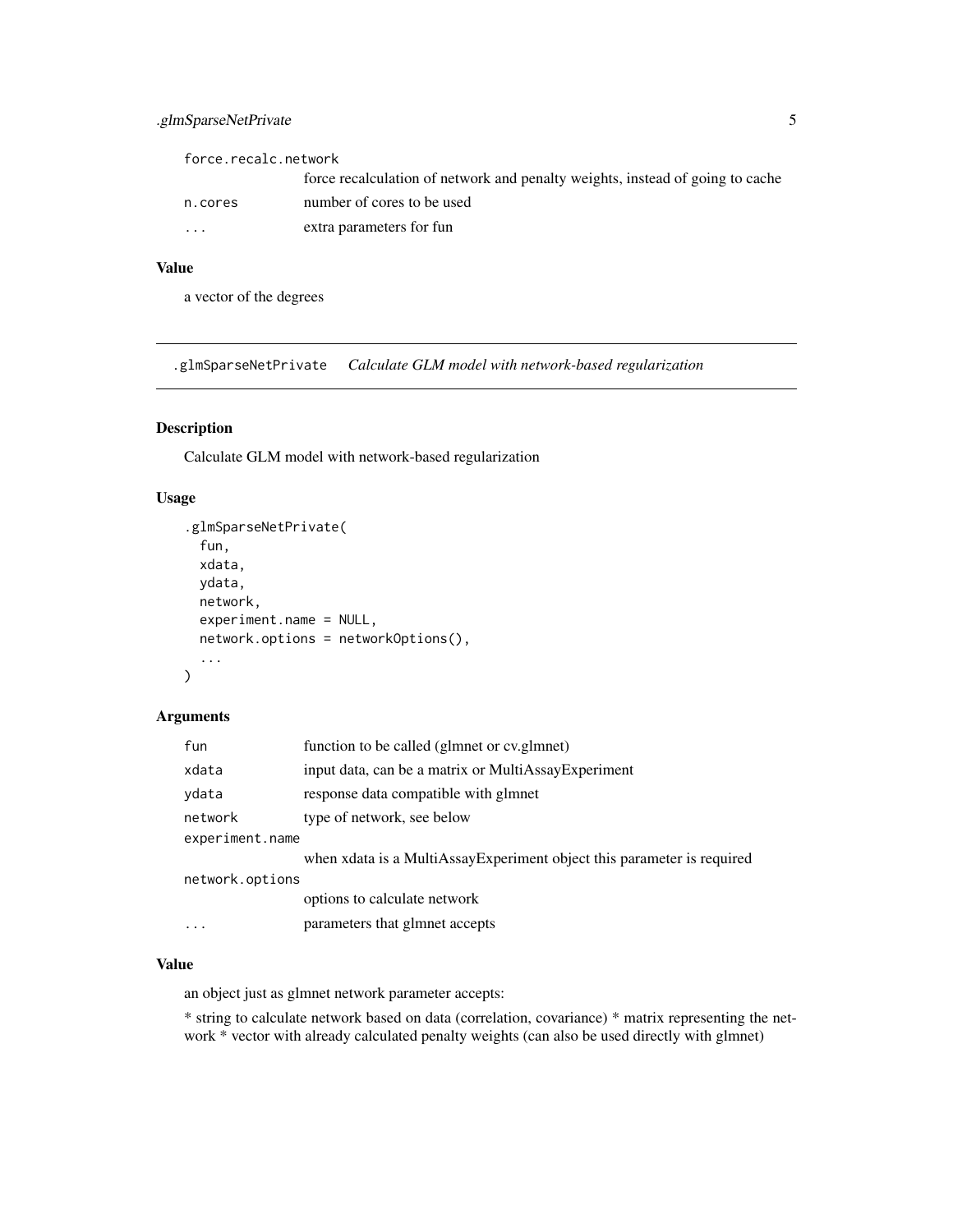| | |
|---|---|
| force.recalc.network | force recalculation of network and penalty weights, instead of going to cache |
| n.cores | number of cores to be used |
| ... | extra parameters for fun |

### Value

a vector of the degrees

---

## .glmSparseNetPrivate *Calculate GLM model with network-based regularization*

### Description

Calculate GLM model with network-based regularization

### Usage

```
.glmSparseNetPrivate(
  fun,
  xdata,
  ydata,
  network,
  experiment.name = NULL,
  network.options = networkOptions(),
  ...
)
```

### Arguments

| | |
|---|---|
| fun | function to be called (glmnet or cv.glmnet) |
| xdata | input data, can be a matrix or MultiAssayExperiment |
| ydata | response data compatible with glmnet |
| network | type of network, see below |
| experiment.name | when xdata is a MultiAssayExperiment object this parameter is required |
| network.options | options to calculate network |
| ... | parameters that glmnet accepts |

### Value

an object just as glmnet network parameter accepts:

* string to calculate network based on data (correlation, covariance) * matrix representing the network * vector with already calculated penalty weights (can also be used directly with glmnet)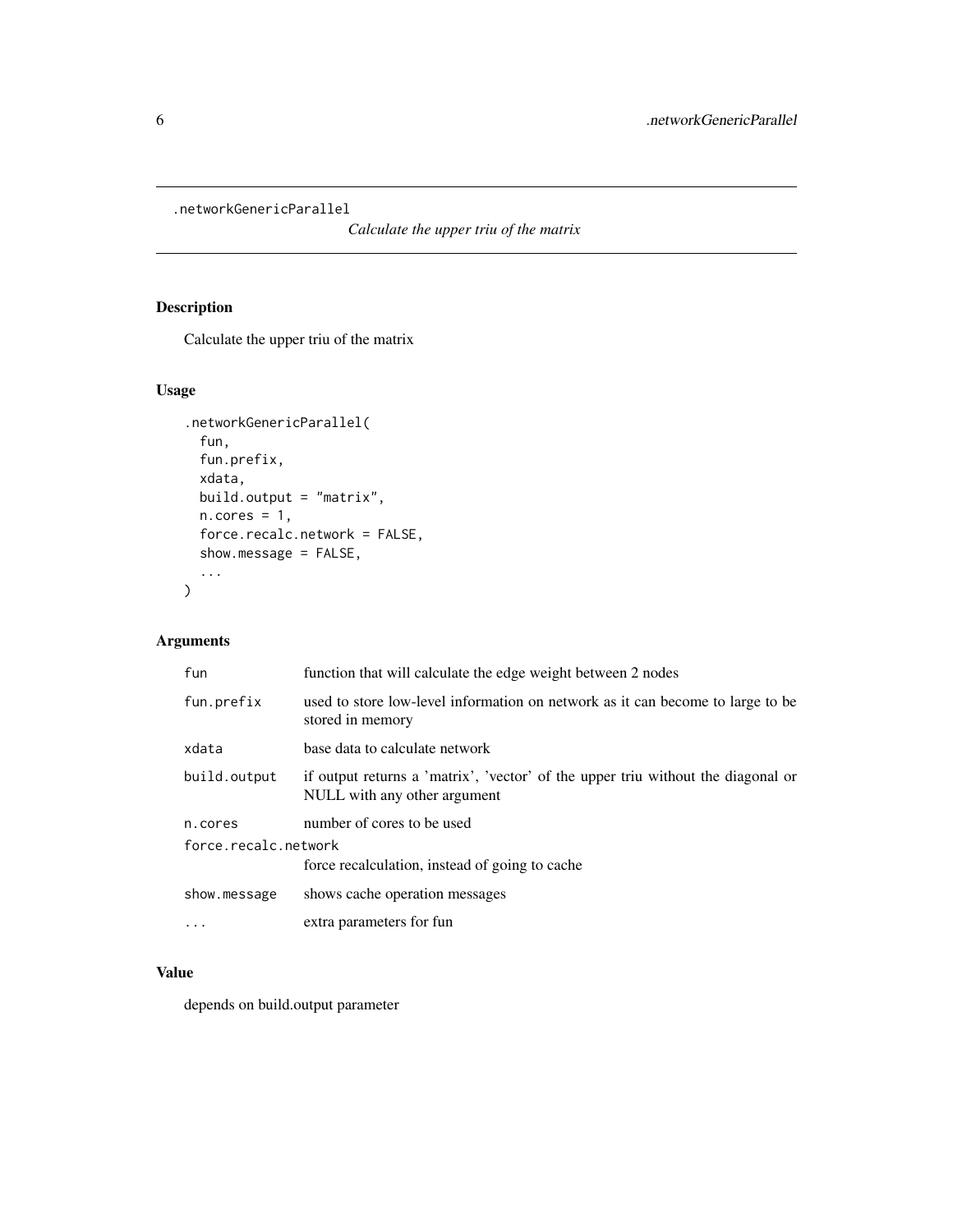.networkGenericParallel

*Calculate the upper triu of the matrix*

## Description

Calculate the upper triu of the matrix

## Usage

```
.networkGenericParallel(
  fun,
  fun.prefix,
  xdata,
  build.output = "matrix",
  n.cores = 1,
  force.recalc.network = FALSE,
  show.message = FALSE,
  ...
)
```

## Arguments

| | |
|---|---|
| `fun` | function that will calculate the edge weight between 2 nodes |
| `fun.prefix` | used to store low-level information on network as it can become to large to be stored in memory |
| `xdata` | base data to calculate network |
| `build.output` | if output returns a 'matrix', 'vector' of the upper triu without the diagonal or NULL with any other argument |
| `n.cores` | number of cores to be used |
| `force.recalc.network` | force recalculation, instead of going to cache |
| `show.message` | shows cache operation messages |
| `...` | extra parameters for fun |

## Value

depends on build.output parameter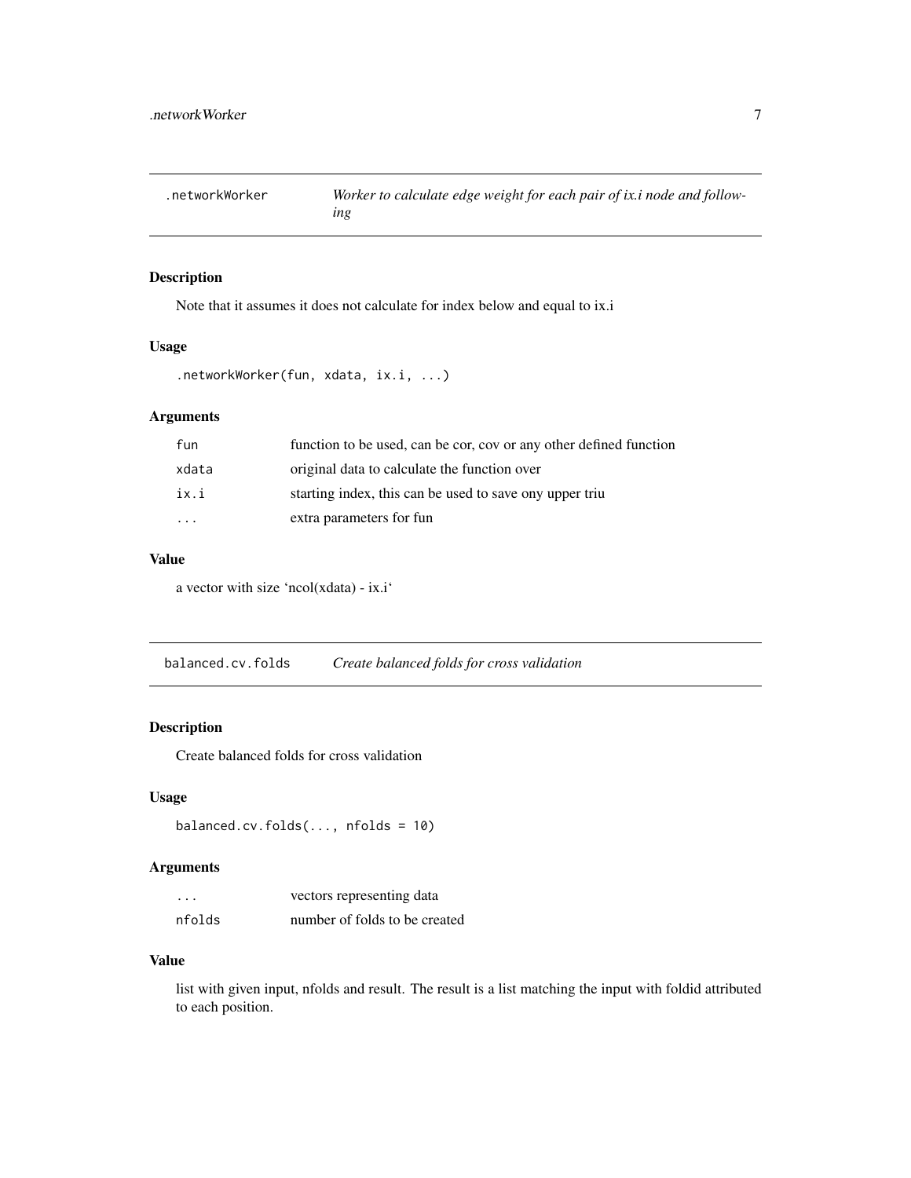## .networkWorker — *Worker to calculate edge weight for each pair of ix.i node and following*

### Description

Note that it assumes it does not calculate for index below and equal to ix.i

### Usage

```
.networkWorker(fun, xdata, ix.i, ...)
```

### Arguments

| | |
|---|---|
| fun | function to be used, can be cor, cov or any other defined function |
| xdata | original data to calculate the function over |
| ix.i | starting index, this can be used to save ony upper triu |
| ... | extra parameters for fun |

### Value

a vector with size 'ncol(xdata) - ix.i'

## balanced.cv.folds — *Create balanced folds for cross validation*

### Description

Create balanced folds for cross validation

### Usage

```
balanced.cv.folds(..., nfolds = 10)
```

### Arguments

| | |
|---|---|
| ... | vectors representing data |
| nfolds | number of folds to be created |

### Value

list with given input, nfolds and result. The result is a list matching the input with foldid attributed to each position.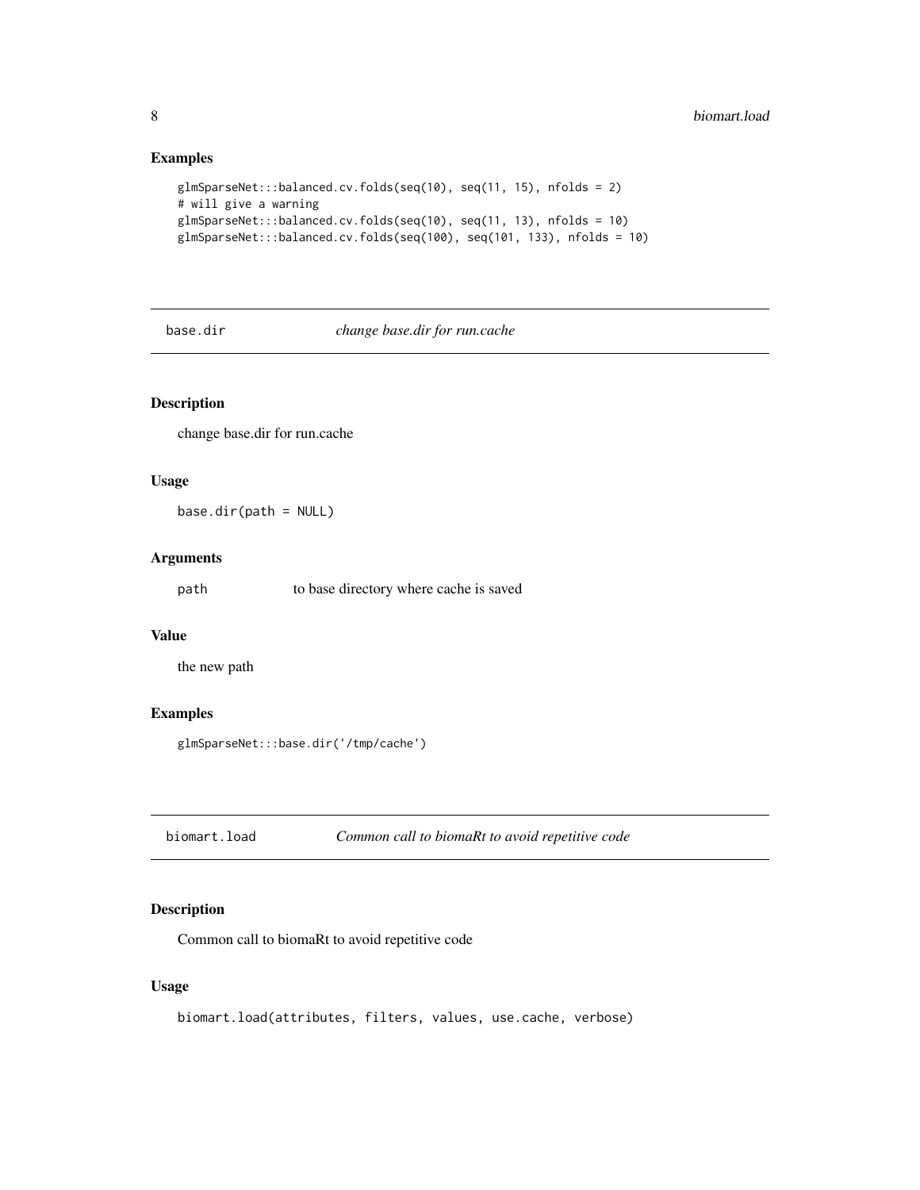## Examples

```
glmSparseNet:::balanced.cv.folds(seq(10), seq(11, 15), nfolds = 2)
# will give a warning
glmSparseNet:::balanced.cv.folds(seq(10), seq(11, 13), nfolds = 10)
glmSparseNet:::balanced.cv.folds(seq(100), seq(101, 133), nfolds = 10)
```

---

# base.dir *change base.dir for run.cache*

---

## Description

change base.dir for run.cache

## Usage

```
base.dir(path = NULL)
```

## Arguments

| | |
|---|---|
| path | to base directory where cache is saved |

## Value

the new path

## Examples

```
glmSparseNet:::base.dir('/tmp/cache')
```

---

# biomart.load *Common call to biomaRt to avoid repetitive code*

---

## Description

Common call to biomaRt to avoid repetitive code

## Usage

```
biomart.load(attributes, filters, values, use.cache, verbose)
```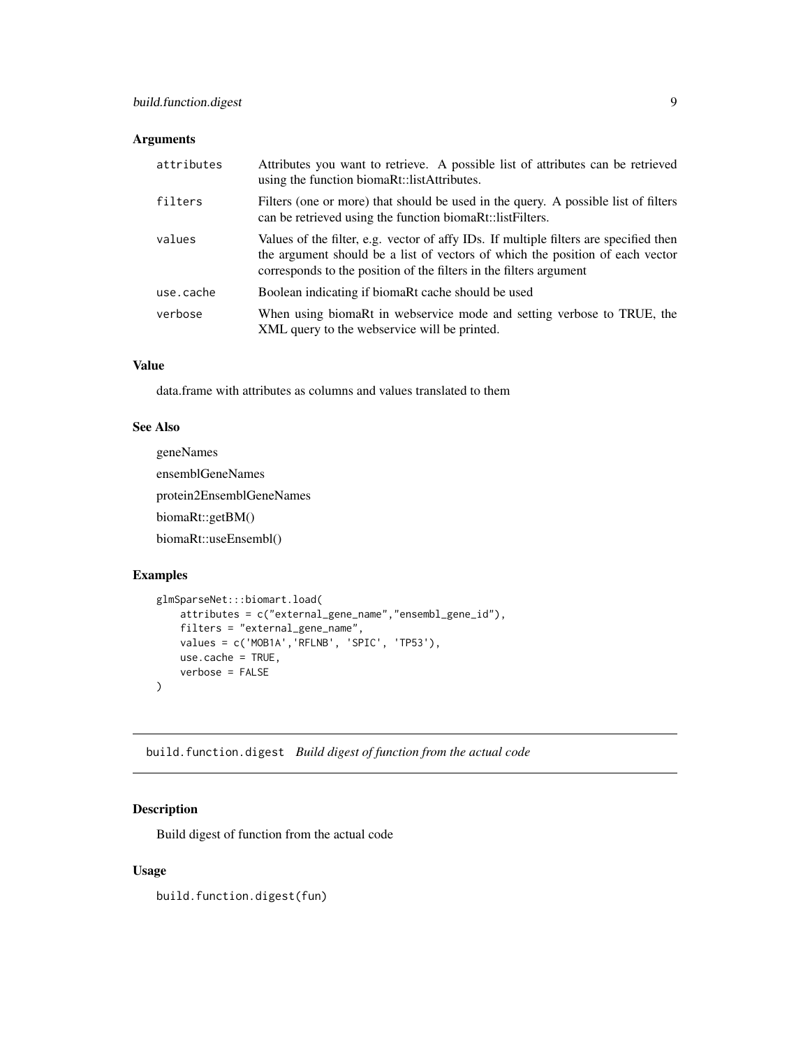### Arguments

| | |
|---|---|
| `attributes` | Attributes you want to retrieve. A possible list of attributes can be retrieved using the function biomaRt::listAttributes. |
| `filters` | Filters (one or more) that should be used in the query. A possible list of filters can be retrieved using the function biomaRt::listFilters. |
| `values` | Values of the filter, e.g. vector of affy IDs. If multiple filters are specified then the argument should be a list of vectors of which the position of each vector corresponds to the position of the filters in the filters argument |
| `use.cache` | Boolean indicating if biomaRt cache should be used |
| `verbose` | When using biomaRt in webservice mode and setting verbose to TRUE, the XML query to the webservice will be printed. |

### Value

data.frame with attributes as columns and values translated to them

### See Also

geneNames

ensemblGeneNames

protein2EnsemblGeneNames

biomaRt::getBM()

biomaRt::useEnsembl()

### Examples

```
glmSparseNet:::biomart.load(
    attributes = c("external_gene_name","ensembl_gene_id"),
    filters = "external_gene_name",
    values = c('MOB1A','RFLNB', 'SPIC', 'TP53'),
    use.cache = TRUE,
    verbose = FALSE
)
```

---

## build.function.digest *Build digest of function from the actual code*

### Description

Build digest of function from the actual code

### Usage

```
build.function.digest(fun)
```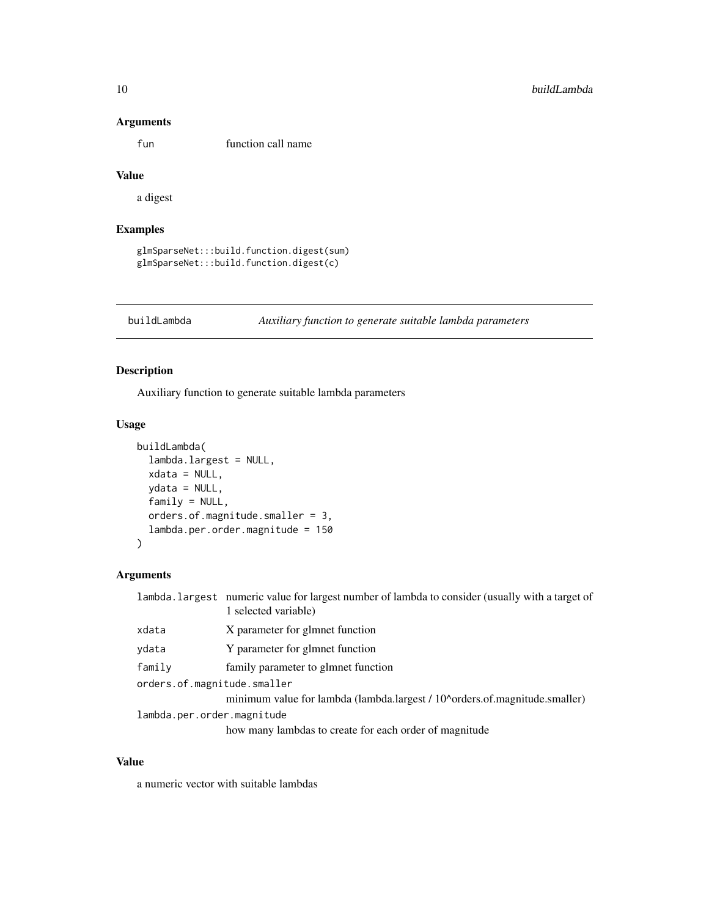### Arguments

fun	function call name

### Value

a digest

### Examples

```
glmSparseNet:::build.function.digest(sum)
glmSparseNet:::build.function.digest(c)
```

---

## buildLambda	*Auxiliary function to generate suitable lambda parameters*

---

### Description

Auxiliary function to generate suitable lambda parameters

### Usage

```
buildLambda(
  lambda.largest = NULL,
  xdata = NULL,
  ydata = NULL,
  family = NULL,
  orders.of.magnitude.smaller = 3,
  lambda.per.order.magnitude = 150
)
```

### Arguments

| | |
|---|---|
| lambda.largest | numeric value for largest number of lambda to consider (usually with a target of 1 selected variable) |
| xdata | X parameter for glmnet function |
| ydata | Y parameter for glmnet function |
| family | family parameter to glmnet function |
| orders.of.magnitude.smaller | minimum value for lambda (lambda.largest / 10^orders.of.magnitude.smaller) |
| lambda.per.order.magnitude | how many lambdas to create for each order of magnitude |

### Value

a numeric vector with suitable lambdas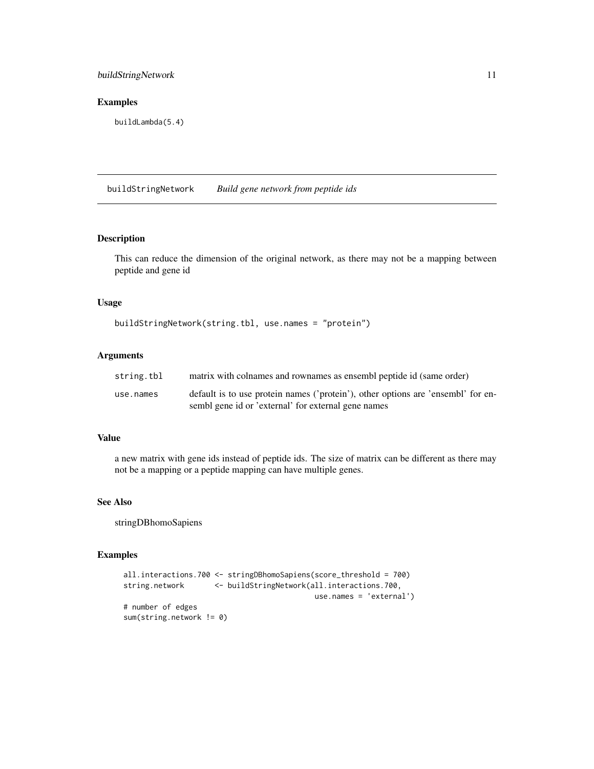## Examples

```
buildLambda(5.4)
```

---

## buildStringNetwork *Build gene network from peptide ids*

### Description

This can reduce the dimension of the original network, as there may not be a mapping between peptide and gene id

### Usage

```
buildStringNetwork(string.tbl, use.names = "protein")
```

### Arguments

| | |
|---|---|
| string.tbl | matrix with colnames and rownames as ensembl peptide id (same order) |
| use.names | default is to use protein names ('protein'), other options are 'ensembl' for ensembl gene id or 'external' for external gene names |

### Value

a new matrix with gene ids instead of peptide ids. The size of matrix can be different as there may not be a mapping or a peptide mapping can have multiple genes.

### See Also

stringDBhomoSapiens

### Examples

```
all.interactions.700 <- stringDBhomoSapiens(score_threshold = 700)
string.network       <- buildStringNetwork(all.interactions.700,
                                           use.names = 'external')
# number of edges
sum(string.network != 0)
```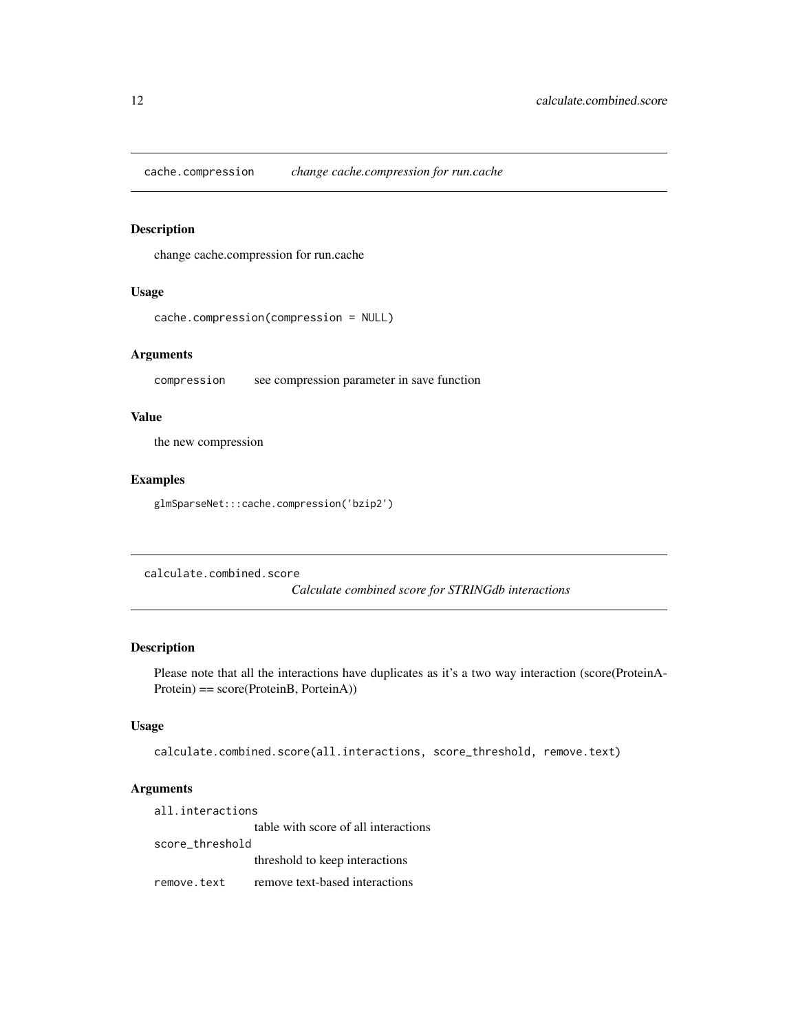## cache.compression *change cache.compression for run.cache*

### Description

change cache.compression for run.cache

### Usage

```
cache.compression(compression = NULL)
```

### Arguments

| | |
|---|---|
| `compression` | see compression parameter in save function |

### Value

the new compression

### Examples

```
glmSparseNet:::cache.compression('bzip2')
```

## calculate.combined.score *Calculate combined score for STRINGdb interactions*

### Description

Please note that all the interactions have duplicates as it's a two way interaction (score(ProteinA-Protein) == score(ProteinB, PorteinA))

### Usage

```
calculate.combined.score(all.interactions, score_threshold, remove.text)
```

### Arguments

| | |
|---|---|
| `all.interactions` | table with score of all interactions |
| `score_threshold` | threshold to keep interactions |
| `remove.text` | remove text-based interactions |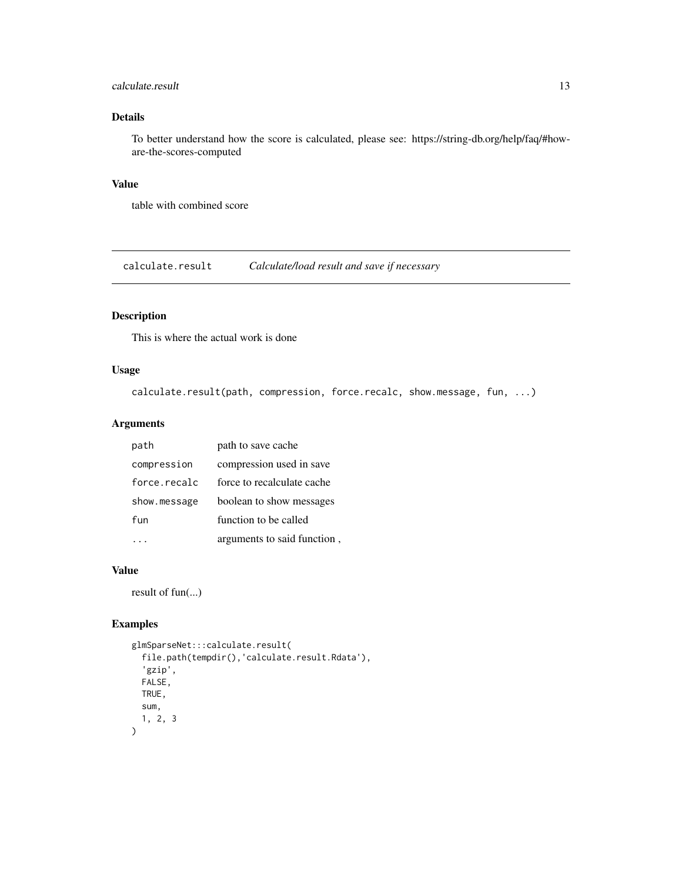### Details

To better understand how the score is calculated, please see: https://string-db.org/help/faq/#how-are-the-scores-computed

### Value

table with combined score

## calculate.result — *Calculate/load result and save if necessary*

### Description

This is where the actual work is done

### Usage

```
calculate.result(path, compression, force.recalc, show.message, fun, ...)
```

### Arguments

| | |
|---|---|
| `path` | path to save cache |
| `compression` | compression used in save |
| `force.recalc` | force to recalculate cache |
| `show.message` | boolean to show messages |
| `fun` | function to be called |
| `...` | arguments to said function , |

### Value

result of fun(...)

### Examples

```
glmSparseNet:::calculate.result(
  file.path(tempdir(),'calculate.result.Rdata'),
  'gzip',
  FALSE,
  TRUE,
  sum,
  1, 2, 3
)
```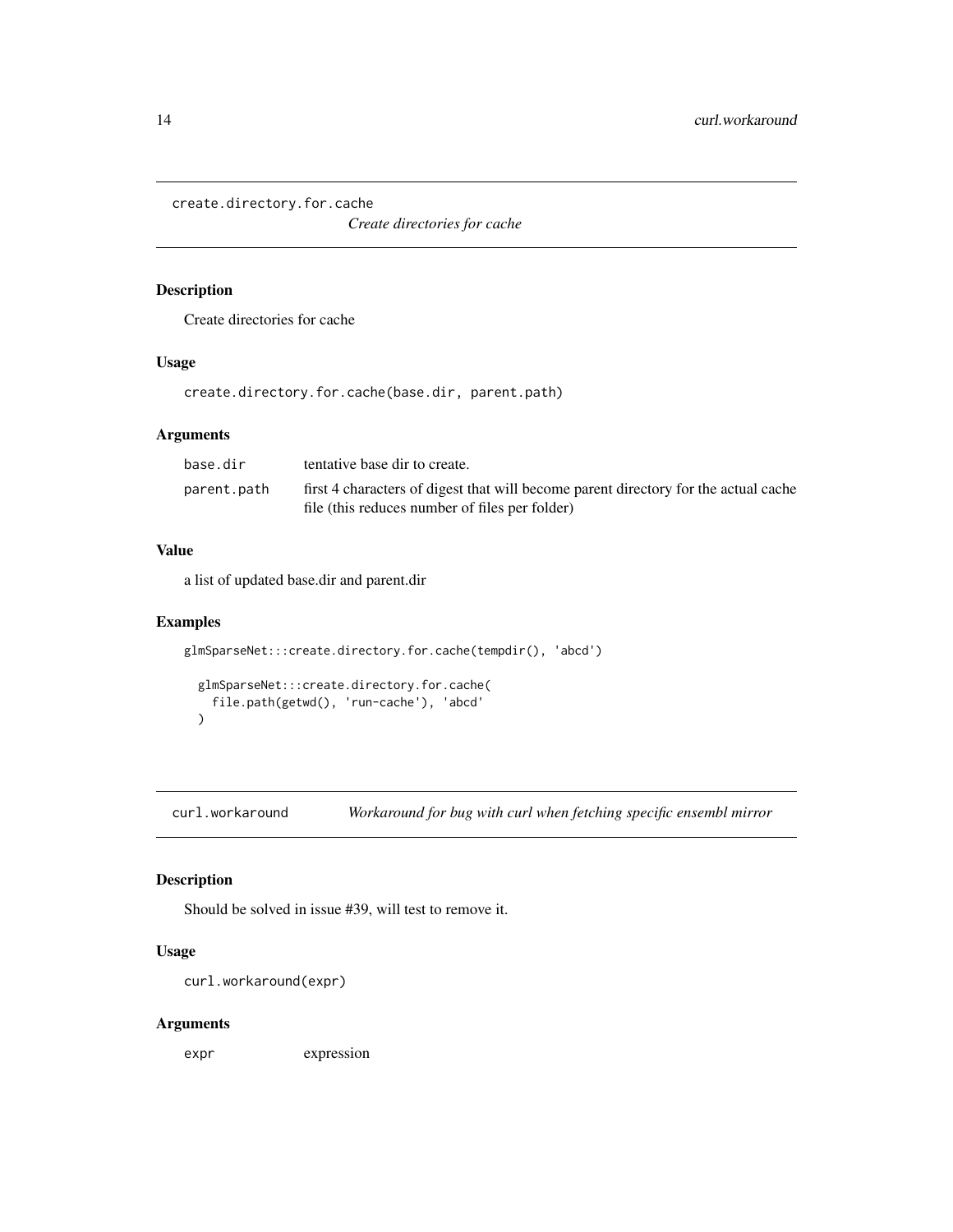## create.directory.for.cache

*Create directories for cache*

### Description

Create directories for cache

### Usage

```
create.directory.for.cache(base.dir, parent.path)
```

### Arguments

| | |
|---|---|
| base.dir | tentative base dir to create. |
| parent.path | first 4 characters of digest that will become parent directory for the actual cache file (this reduces number of files per folder) |

### Value

a list of updated base.dir and parent.dir

### Examples

```
glmSparseNet:::create.directory.for.cache(tempdir(), 'abcd')

  glmSparseNet:::create.directory.for.cache(
    file.path(getwd(), 'run-cache'), 'abcd'
  )
```

## curl.workaround

*Workaround for bug with curl when fetching specific ensembl mirror*

### Description

Should be solved in issue #39, will test to remove it.

### Usage

```
curl.workaround(expr)
```

### Arguments

| | |
|---|---|
| expr | expression |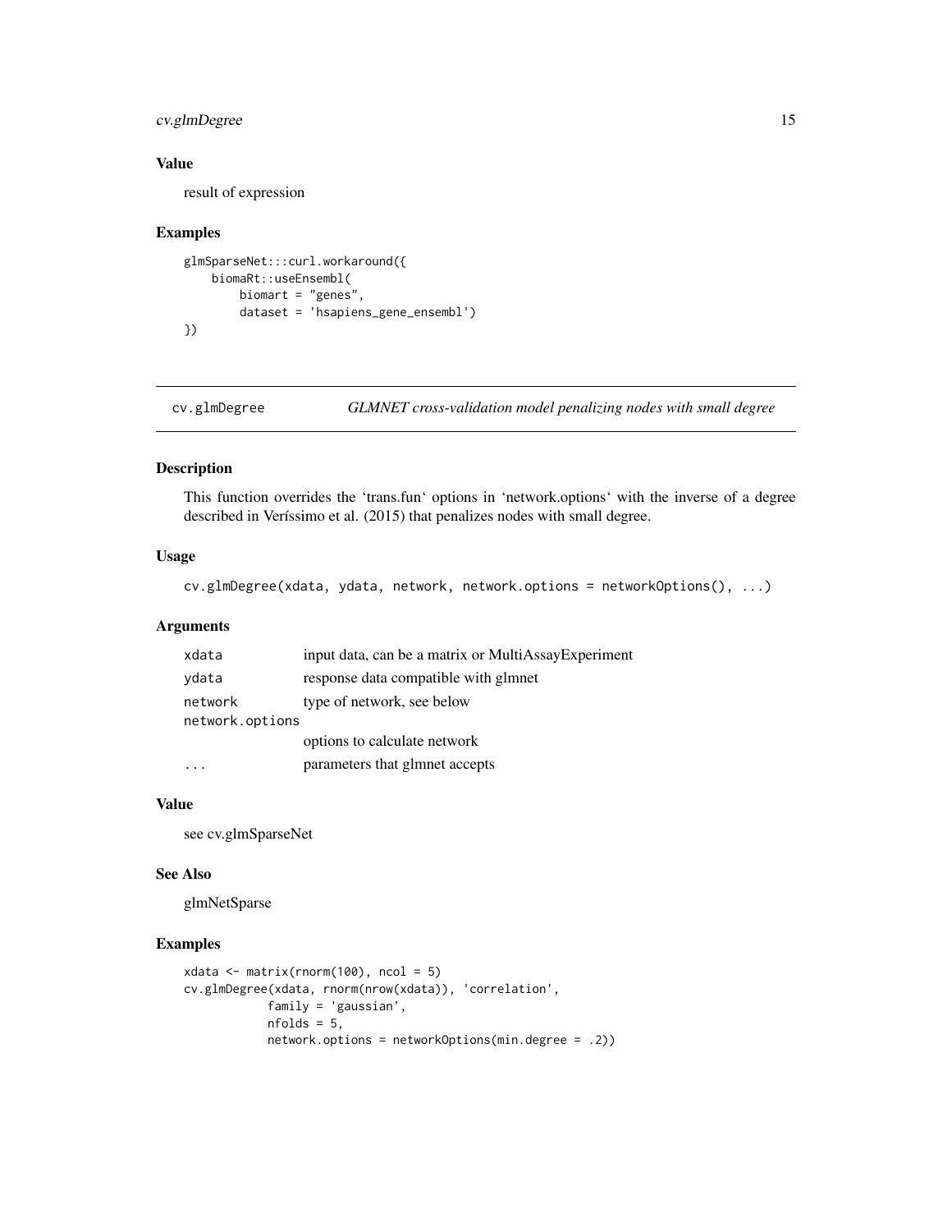### Value

result of expression

### Examples

```
glmSparseNet:::curl.workaround({
    biomaRt::useEnsembl(
        biomart = "genes",
        dataset = 'hsapiens_gene_ensembl')
})
```

---

## cv.glmDegree — *GLMNET cross-validation model penalizing nodes with small degree*

### Description

This function overrides the 'trans.fun' options in 'network.options' with the inverse of a degree described in Veríssimo et al. (2015) that penalizes nodes with small degree.

### Usage

```
cv.glmDegree(xdata, ydata, network, network.options = networkOptions(), ...)
```

### Arguments

| | |
|---|---|
| xdata | input data, can be a matrix or MultiAssayExperiment |
| ydata | response data compatible with glmnet |
| network | type of network, see below |
| network.options | options to calculate network |
| ... | parameters that glmnet accepts |

### Value

see cv.glmSparseNet

### See Also

glmNetSparse

### Examples

```
xdata <- matrix(rnorm(100), ncol = 5)
cv.glmDegree(xdata, rnorm(nrow(xdata)), 'correlation',
            family = 'gaussian',
            nfolds = 5,
            network.options = networkOptions(min.degree = .2))
```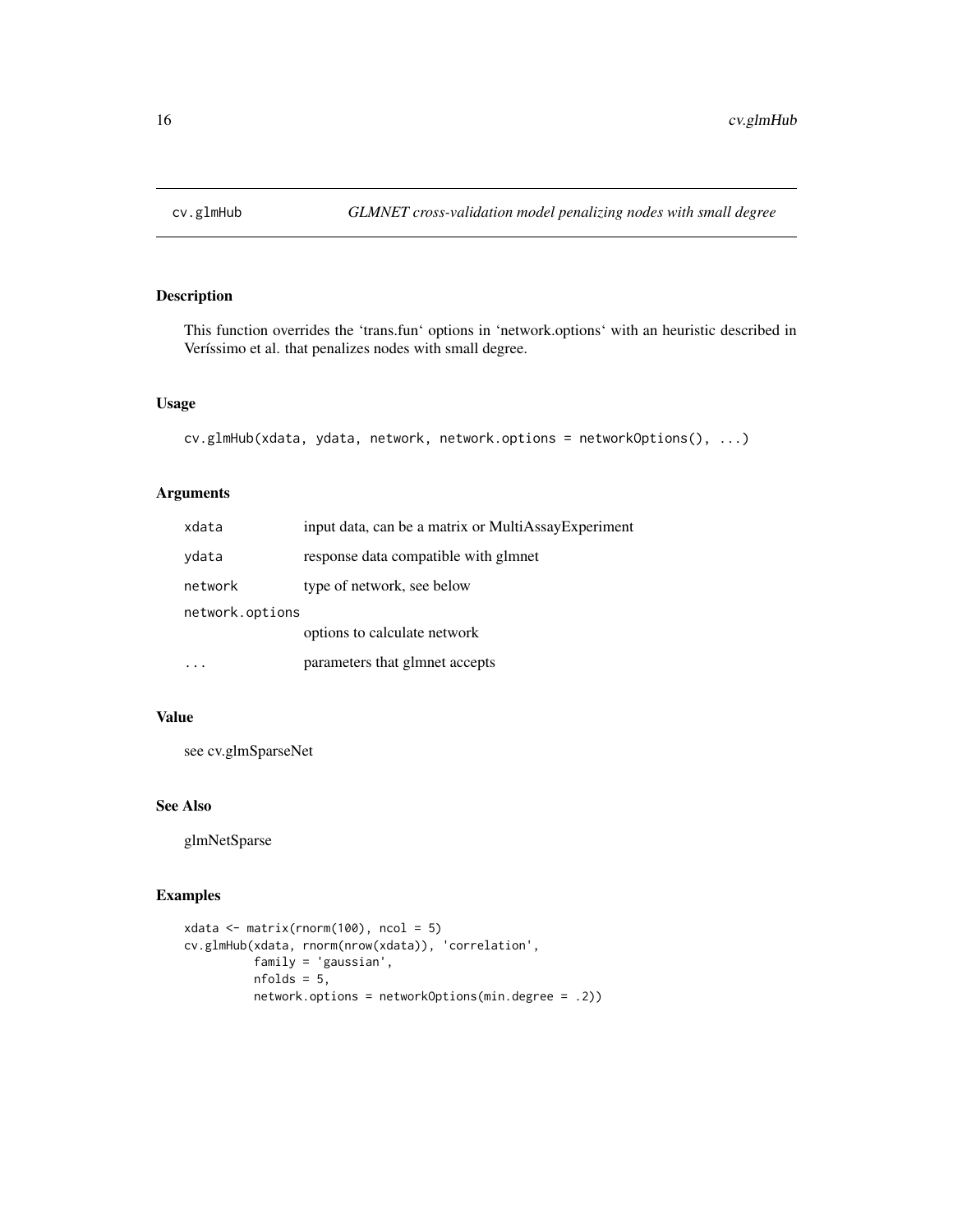# cv.glmHub — *GLMNET cross-validation model penalizing nodes with small degree*

## Description

This function overrides the 'trans.fun' options in 'network.options' with an heuristic described in Veríssimo et al. that penalizes nodes with small degree.

## Usage

```
cv.glmHub(xdata, ydata, network, network.options = networkOptions(), ...)
```

## Arguments

| | |
|---|---|
| xdata | input data, can be a matrix or MultiAssayExperiment |
| ydata | response data compatible with glmnet |
| network | type of network, see below |
| network.options | options to calculate network |
| ... | parameters that glmnet accepts |

## Value

see cv.glmSparseNet

## See Also

glmNetSparse

## Examples

```
xdata <- matrix(rnorm(100), ncol = 5)
cv.glmHub(xdata, rnorm(nrow(xdata)), 'correlation',
          family = 'gaussian',
          nfolds = 5,
          network.options = networkOptions(min.degree = .2))
```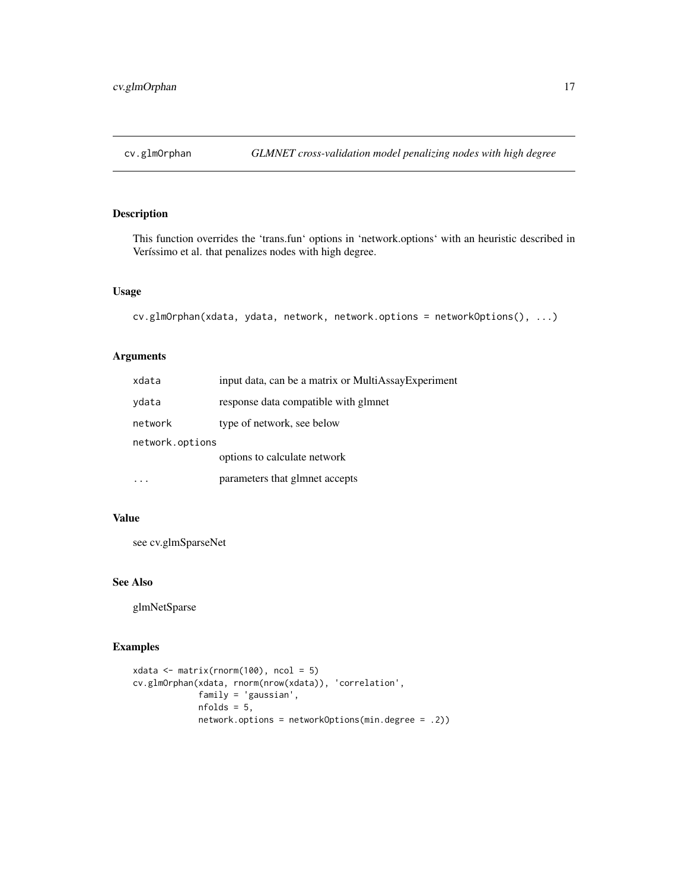# cv.glmOrphan — *GLMNET cross-validation model penalizing nodes with high degree*

## Description

This function overrides the 'trans.fun' options in 'network.options' with an heuristic described in Veríssimo et al. that penalizes nodes with high degree.

## Usage

```
cv.glmOrphan(xdata, ydata, network, network.options = networkOptions(), ...)
```

## Arguments

| | |
|---|---|
| `xdata` | input data, can be a matrix or MultiAssayExperiment |
| `ydata` | response data compatible with glmnet |
| `network` | type of network, see below |
| `network.options` | options to calculate network |
| `...` | parameters that glmnet accepts |

## Value

see cv.glmSparseNet

## See Also

glmNetSparse

## Examples

```
xdata <- matrix(rnorm(100), ncol = 5)
cv.glmOrphan(xdata, rnorm(nrow(xdata)), 'correlation',
             family = 'gaussian',
             nfolds = 5,
             network.options = networkOptions(min.degree = .2))
```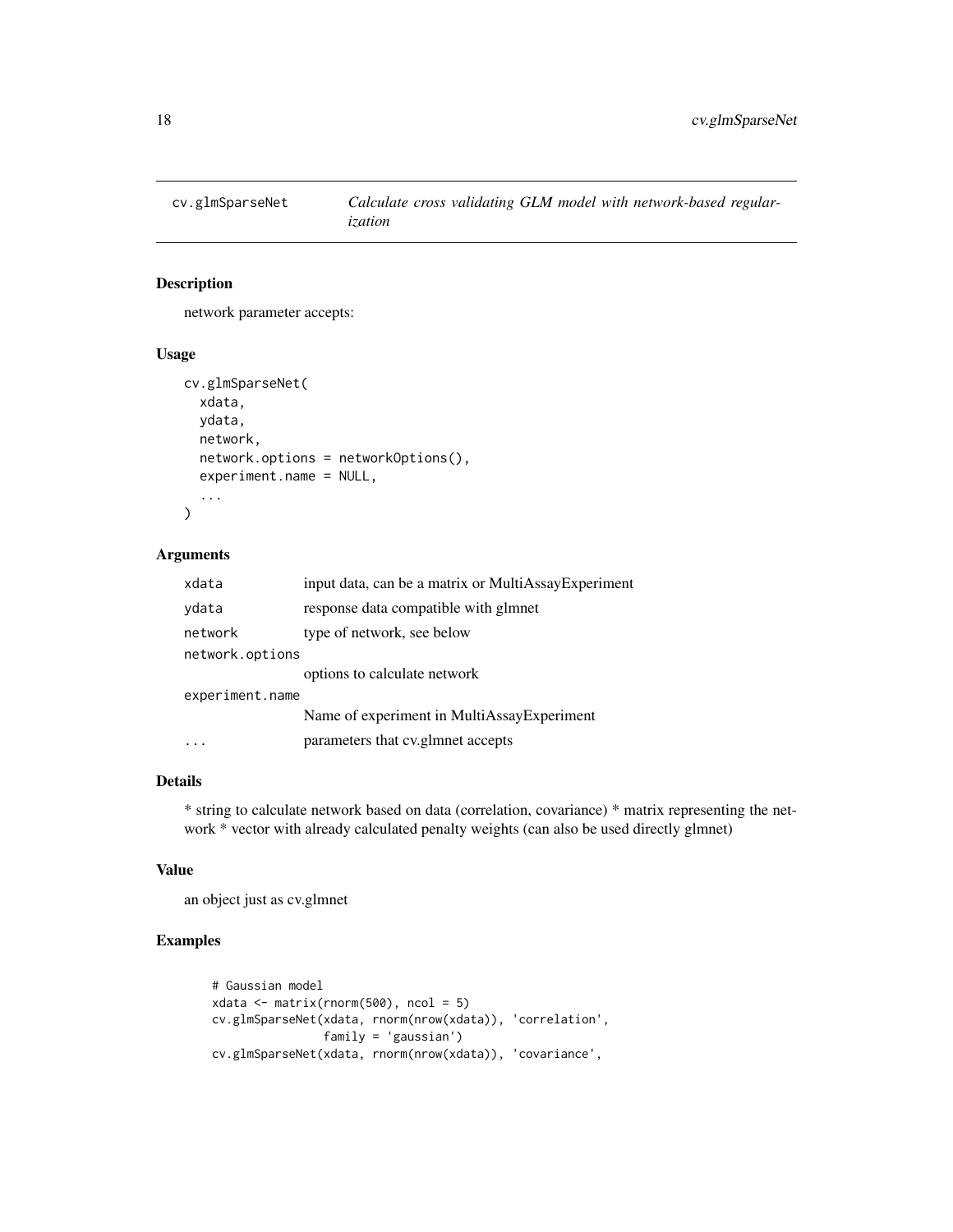## cv.glmSparseNet — *Calculate cross validating GLM model with network-based regularization*

### Description

network parameter accepts:

### Usage

```
cv.glmSparseNet(
  xdata,
  ydata,
  network,
  network.options = networkOptions(),
  experiment.name = NULL,
  ...
)
```

### Arguments

| | |
|---|---|
| `xdata` | input data, can be a matrix or MultiAssayExperiment |
| `ydata` | response data compatible with glmnet |
| `network` | type of network, see below |
| `network.options` | options to calculate network |
| `experiment.name` | Name of experiment in MultiAssayExperiment |
| `...` | parameters that cv.glmnet accepts |

### Details

* string to calculate network based on data (correlation, covariance) * matrix representing the network * vector with already calculated penalty weights (can also be used directly glmnet)

### Value

an object just as cv.glmnet

### Examples

```
# Gaussian model
xdata <- matrix(rnorm(500), ncol = 5)
cv.glmSparseNet(xdata, rnorm(nrow(xdata)), 'correlation',
                family = 'gaussian')
cv.glmSparseNet(xdata, rnorm(nrow(xdata)), 'covariance',
```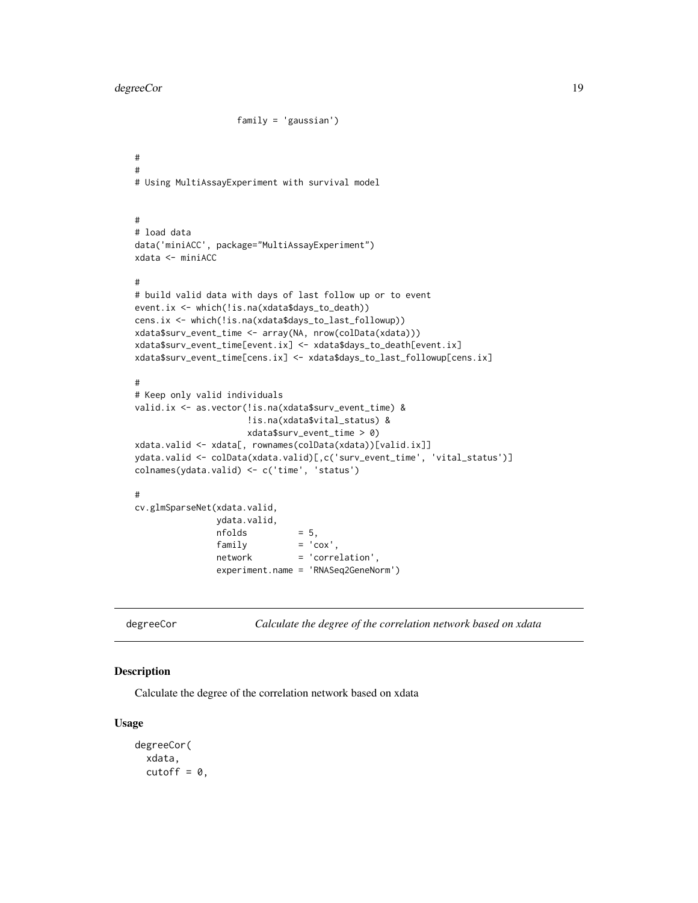```
                    family = 'gaussian')

#
#
# Using MultiAssayExperiment with survival model


#
# load data
data('miniACC', package="MultiAssayExperiment")
xdata <- miniACC

#
# build valid data with days of last follow up or to event
event.ix <- which(!is.na(xdata$days_to_death))
cens.ix <- which(!is.na(xdata$days_to_last_followup))
xdata$surv_event_time <- array(NA, nrow(colData(xdata)))
xdata$surv_event_time[event.ix] <- xdata$days_to_death[event.ix]
xdata$surv_event_time[cens.ix] <- xdata$days_to_last_followup[cens.ix]

#
# Keep only valid individuals
valid.ix <- as.vector(!is.na(xdata$surv_event_time) &
                      !is.na(xdata$vital_status) &
                      xdata$surv_event_time > 0)
xdata.valid <- xdata[, rownames(colData(xdata))[valid.ix]]
ydata.valid <- colData(xdata.valid)[,c('surv_event_time', 'vital_status')]
colnames(ydata.valid) <- c('time', 'status')

#
cv.glmSparseNet(xdata.valid,
                ydata.valid,
                nfolds          = 5,
                family          = 'cox',
                network         = 'correlation',
                experiment.name = 'RNASeq2GeneNorm')
```

## degreeCor — *Calculate the degree of the correlation network based on xdata*

### Description

Calculate the degree of the correlation network based on xdata

### Usage

```
degreeCor(
  xdata,
  cutoff = 0,
```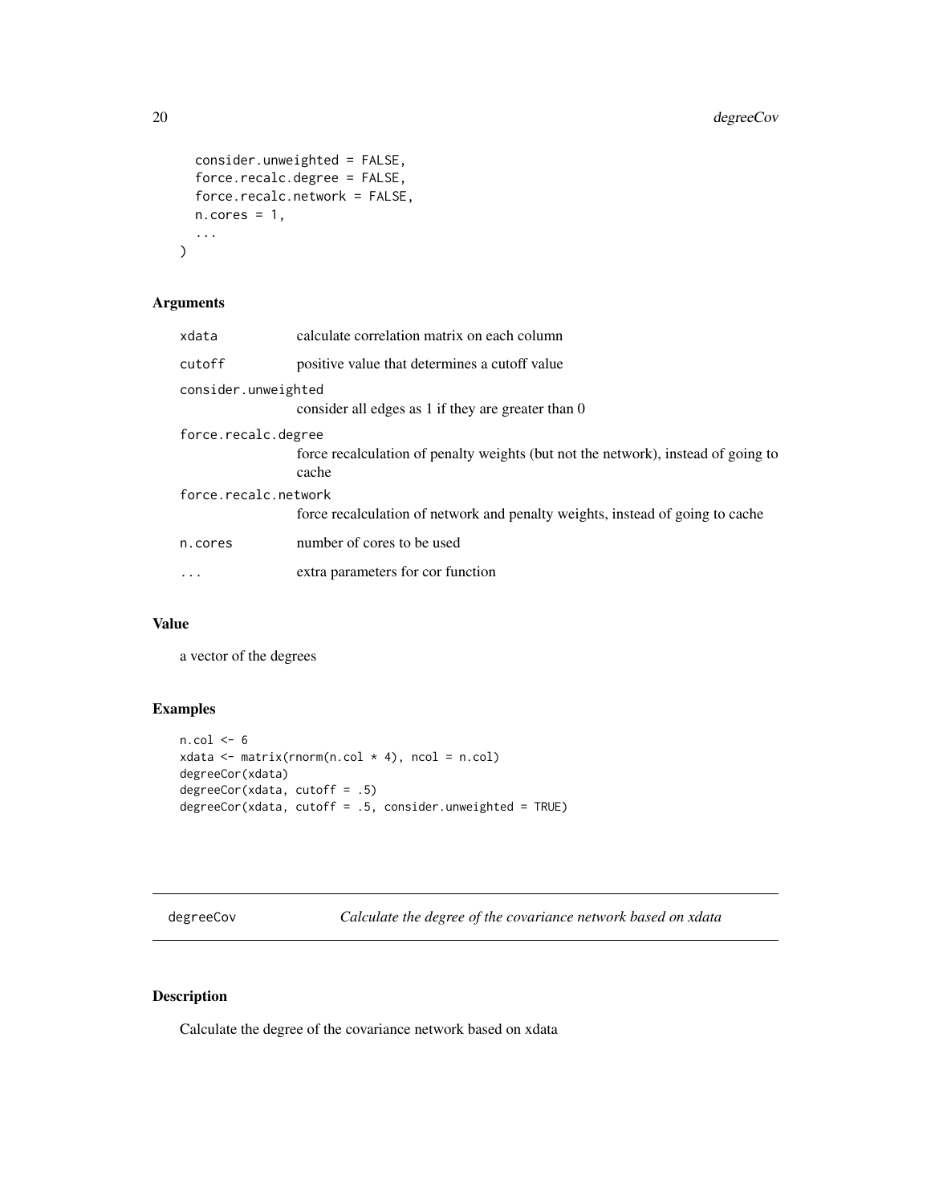```
  consider.unweighted = FALSE,
  force.recalc.degree = FALSE,
  force.recalc.network = FALSE,
  n.cores = 1,
  ...
)
```

### Arguments

| | |
|---|---|
| `xdata` | calculate correlation matrix on each column |
| `cutoff` | positive value that determines a cutoff value |
| `consider.unweighted` | consider all edges as 1 if they are greater than 0 |
| `force.recalc.degree` | force recalculation of penalty weights (but not the network), instead of going to cache |
| `force.recalc.network` | force recalculation of network and penalty weights, instead of going to cache |
| `n.cores` | number of cores to be used |
| `...` | extra parameters for cor function |

### Value

a vector of the degrees

### Examples

```
n.col <- 6
xdata <- matrix(rnorm(n.col * 4), ncol = n.col)
degreeCor(xdata)
degreeCor(xdata, cutoff = .5)
degreeCor(xdata, cutoff = .5, consider.unweighted = TRUE)
```

---

## degreeCov — *Calculate the degree of the covariance network based on xdata*

---

### Description

Calculate the degree of the covariance network based on xdata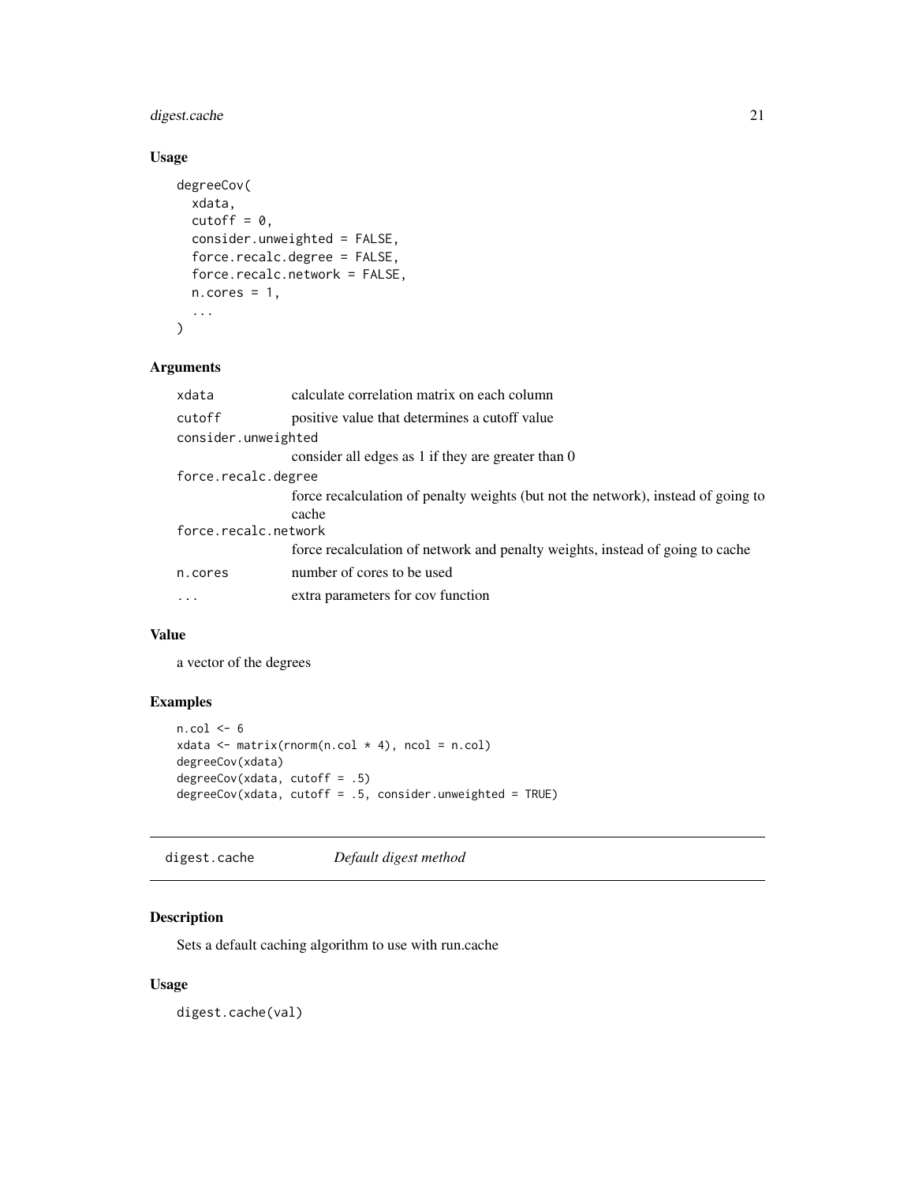### Usage

```
degreeCov(
  xdata,
  cutoff = 0,
  consider.unweighted = FALSE,
  force.recalc.degree = FALSE,
  force.recalc.network = FALSE,
  n.cores = 1,
  ...
)
```

### Arguments

| | |
|---|---|
| `xdata` | calculate correlation matrix on each column |
| `cutoff` | positive value that determines a cutoff value |
| `consider.unweighted` | consider all edges as 1 if they are greater than 0 |
| `force.recalc.degree` | force recalculation of penalty weights (but not the network), instead of going to cache |
| `force.recalc.network` | force recalculation of network and penalty weights, instead of going to cache |
| `n.cores` | number of cores to be used |
| `...` | extra parameters for cov function |

### Value

a vector of the degrees

### Examples

```
n.col <- 6
xdata <- matrix(rnorm(n.col * 4), ncol = n.col)
degreeCov(xdata)
degreeCov(xdata, cutoff = .5)
degreeCov(xdata, cutoff = .5, consider.unweighted = TRUE)
```

---

## digest.cache    *Default digest method*

### Description

Sets a default caching algorithm to use with run.cache

### Usage

```
digest.cache(val)
```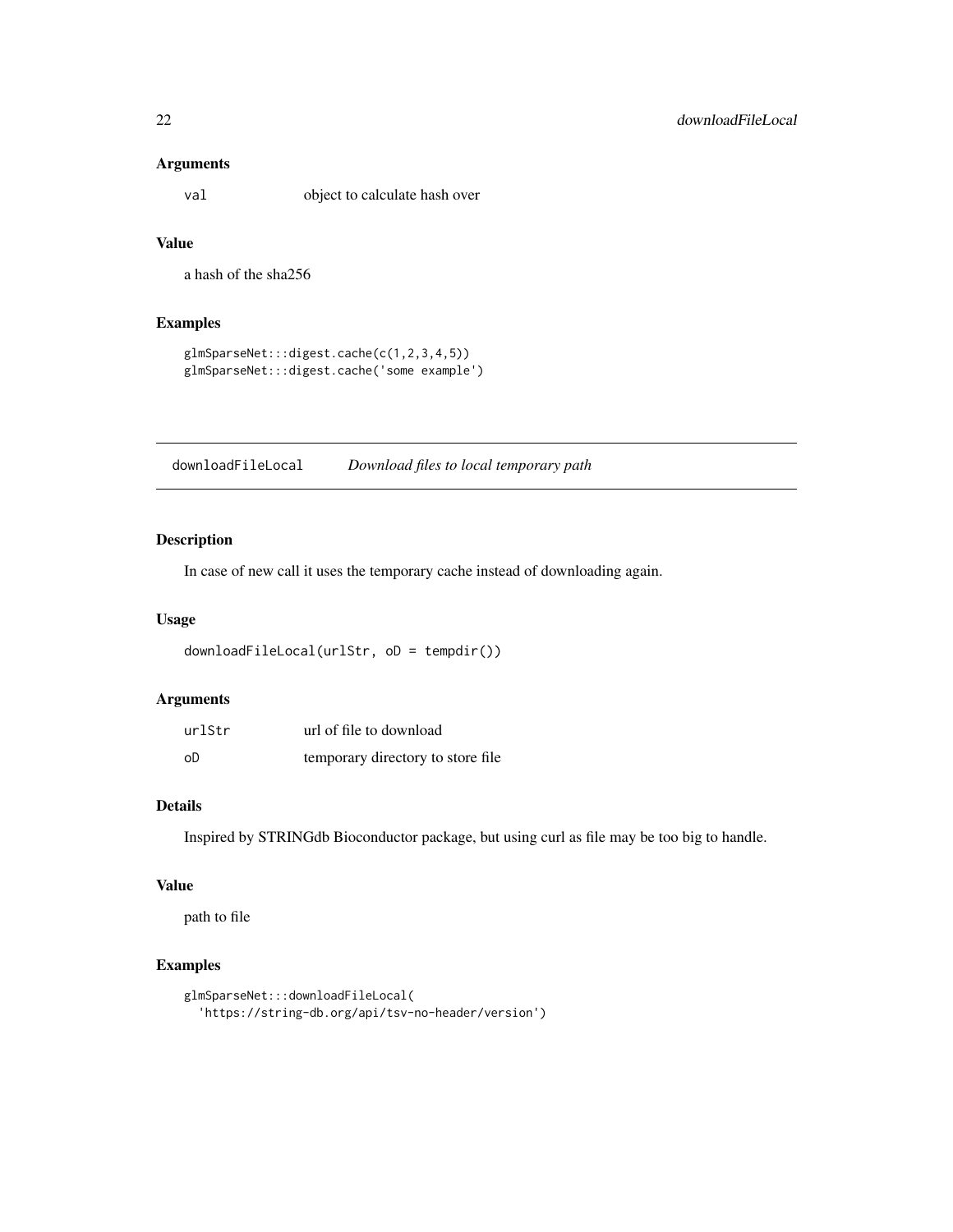### Arguments

| | |
|---|---|
| `val` | object to calculate hash over |

### Value

a hash of the sha256

### Examples

```
glmSparseNet:::digest.cache(c(1,2,3,4,5))
glmSparseNet:::digest.cache('some example')
```

---

## downloadFileLocal *Download files to local temporary path*

---

### Description

In case of new call it uses the temporary cache instead of downloading again.

### Usage

```
downloadFileLocal(urlStr, oD = tempdir())
```

### Arguments

| | |
|---|---|
| `urlStr` | url of file to download |
| `oD` | temporary directory to store file |

### Details

Inspired by STRINGdb Bioconductor package, but using curl as file may be too big to handle.

### Value

path to file

### Examples

```
glmSparseNet:::downloadFileLocal(
  'https://string-db.org/api/tsv-no-header/version')
```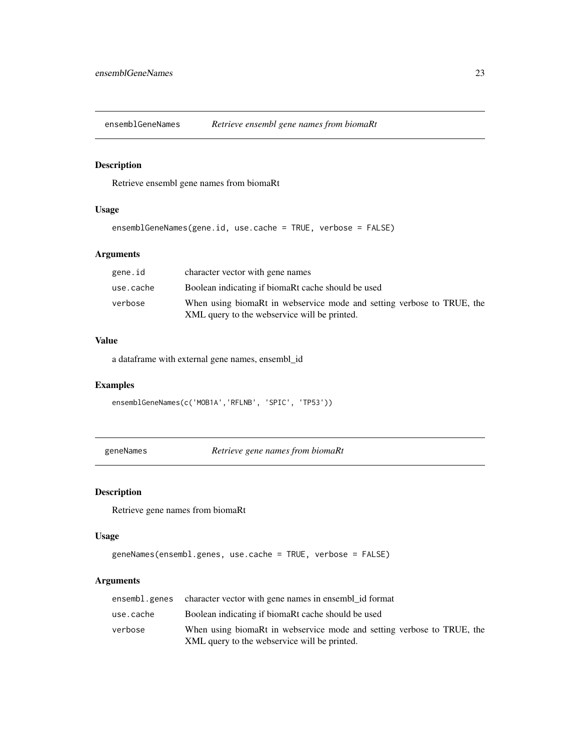## ensemblGeneNames — *Retrieve ensembl gene names from biomaRt*

### Description

Retrieve ensembl gene names from biomaRt

### Usage

```
ensemblGeneNames(gene.id, use.cache = TRUE, verbose = FALSE)
```

### Arguments

| | |
|---|---|
| gene.id | character vector with gene names |
| use.cache | Boolean indicating if biomaRt cache should be used |
| verbose | When using biomaRt in webservice mode and setting verbose to TRUE, the XML query to the webservice will be printed. |

### Value

a dataframe with external gene names, ensembl_id

### Examples

```
ensemblGeneNames(c('MOB1A','RFLNB', 'SPIC', 'TP53'))
```

## geneNames — *Retrieve gene names from biomaRt*

### Description

Retrieve gene names from biomaRt

### Usage

```
geneNames(ensembl.genes, use.cache = TRUE, verbose = FALSE)
```

### Arguments

| | |
|---|---|
| ensembl.genes | character vector with gene names in ensembl_id format |
| use.cache | Boolean indicating if biomaRt cache should be used |
| verbose | When using biomaRt in webservice mode and setting verbose to TRUE, the XML query to the webservice will be printed. |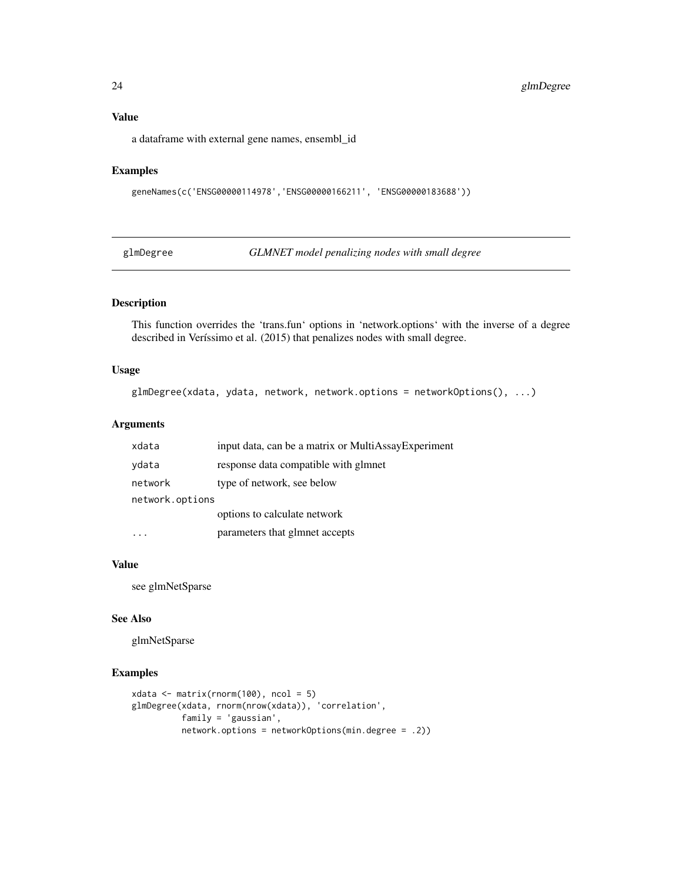## Value

a dataframe with external gene names, ensembl_id

## Examples

```
geneNames(c('ENSG00000114978','ENSG00000166211', 'ENSG00000183688'))
```

---

# glmDegree — *GLMNET model penalizing nodes with small degree*

## Description

This function overrides the 'trans.fun' options in 'network.options' with the inverse of a degree described in Veríssimo et al. (2015) that penalizes nodes with small degree.

## Usage

```
glmDegree(xdata, ydata, network, network.options = networkOptions(), ...)
```

## Arguments

| | |
|---|---|
| xdata | input data, can be a matrix or MultiAssayExperiment |
| ydata | response data compatible with glmnet |
| network | type of network, see below |
| network.options | options to calculate network |
| ... | parameters that glmnet accepts |

## Value

see glmNetSparse

## See Also

glmNetSparse

## Examples

```
xdata <- matrix(rnorm(100), ncol = 5)
glmDegree(xdata, rnorm(nrow(xdata)), 'correlation',
          family = 'gaussian',
          network.options = networkOptions(min.degree = .2))
```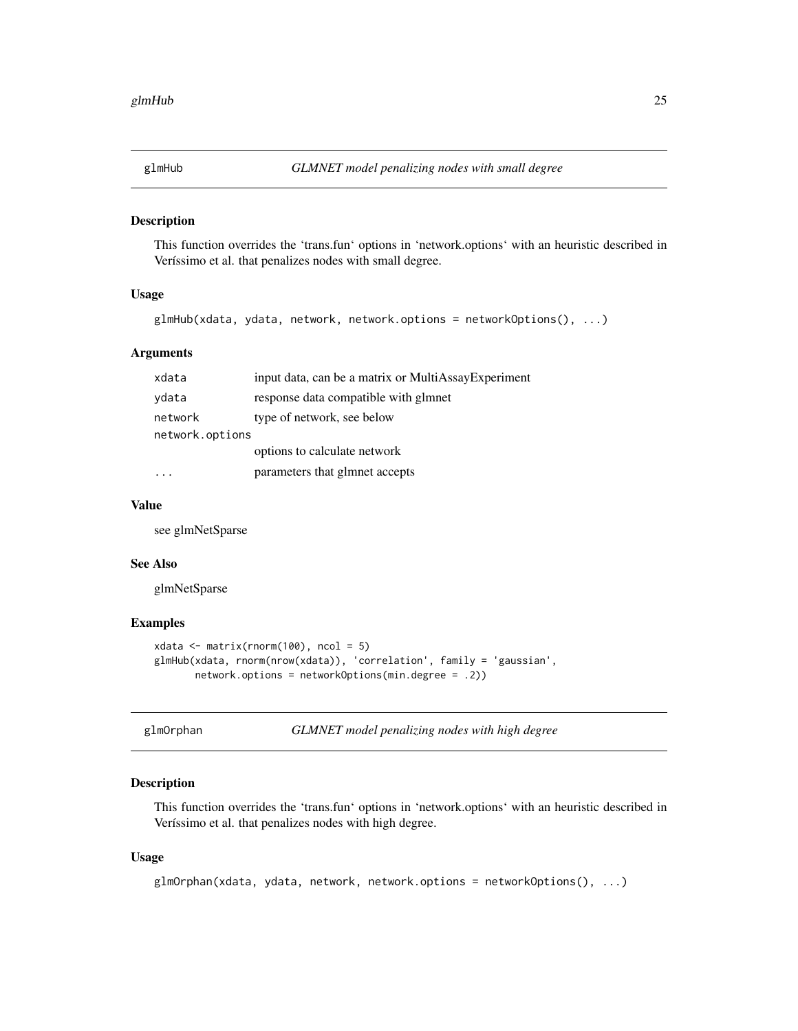## glmHub — *GLMNET model penalizing nodes with small degree*

### Description

This function overrides the 'trans.fun' options in 'network.options' with an heuristic described in Veríssimo et al. that penalizes nodes with small degree.

### Usage

```
glmHub(xdata, ydata, network, network.options = networkOptions(), ...)
```

### Arguments

| | |
|---|---|
| `xdata` | input data, can be a matrix or MultiAssayExperiment |
| `ydata` | response data compatible with glmnet |
| `network` | type of network, see below |
| `network.options` | options to calculate network |
| `...` | parameters that glmnet accepts |

### Value

see glmNetSparse

### See Also

glmNetSparse

### Examples

```
xdata <- matrix(rnorm(100), ncol = 5)
glmHub(xdata, rnorm(nrow(xdata)), 'correlation', family = 'gaussian',
       network.options = networkOptions(min.degree = .2))
```

## glmOrphan — *GLMNET model penalizing nodes with high degree*

### Description

This function overrides the 'trans.fun' options in 'network.options' with an heuristic described in Veríssimo et al. that penalizes nodes with high degree.

### Usage

```
glmOrphan(xdata, ydata, network, network.options = networkOptions(), ...)
```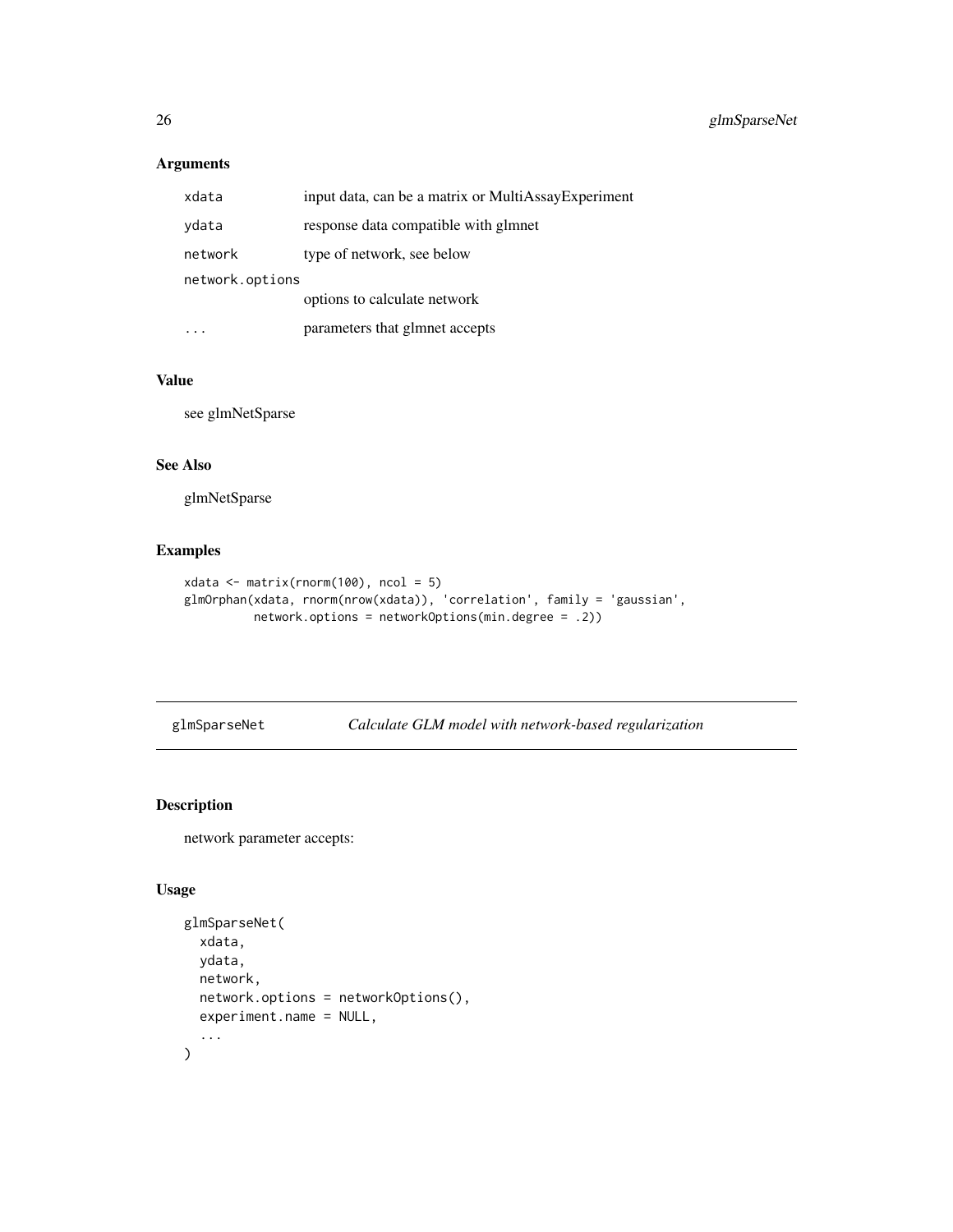### Arguments

| | |
|---|---|
| xdata | input data, can be a matrix or MultiAssayExperiment |
| ydata | response data compatible with glmnet |
| network | type of network, see below |
| network.options | options to calculate network |
| ... | parameters that glmnet accepts |

### Value

see glmNetSparse

### See Also

glmNetSparse

### Examples

```
xdata <- matrix(rnorm(100), ncol = 5)
glmOrphan(xdata, rnorm(nrow(xdata)), 'correlation', family = 'gaussian',
          network.options = networkOptions(min.degree = .2))
```

---

## glmSparseNet — *Calculate GLM model with network-based regularization*

---

### Description

network parameter accepts:

### Usage

```
glmSparseNet(
  xdata,
  ydata,
  network,
  network.options = networkOptions(),
  experiment.name = NULL,
  ...
)
```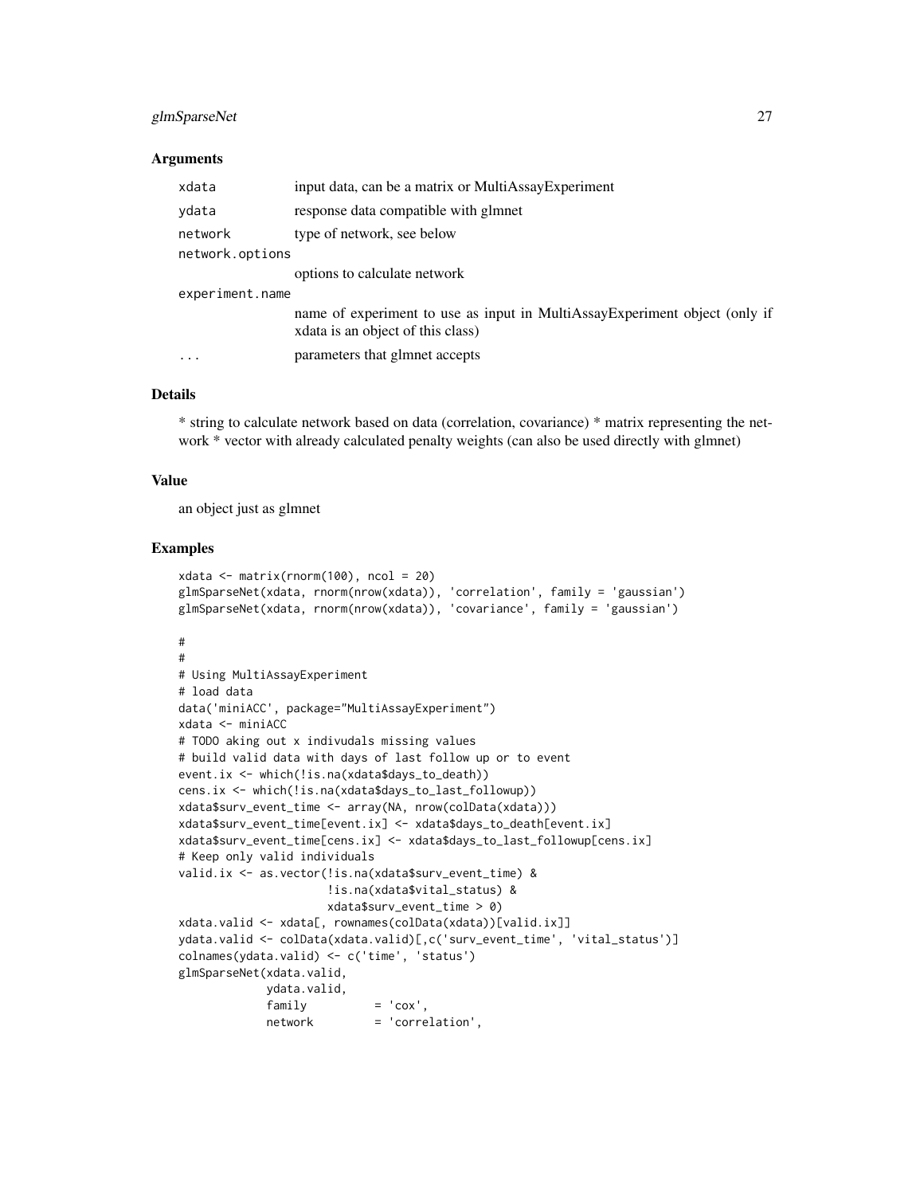### Arguments

| | |
|---|---|
| xdata | input data, can be a matrix or MultiAssayExperiment |
| ydata | response data compatible with glmnet |
| network | type of network, see below |
| network.options | options to calculate network |
| experiment.name | name of experiment to use as input in MultiAssayExperiment object (only if xdata is an object of this class) |
| ... | parameters that glmnet accepts |

### Details

* string to calculate network based on data (correlation, covariance) * matrix representing the network * vector with already calculated penalty weights (can also be used directly with glmnet)

### Value

an object just as glmnet

### Examples

```
xdata <- matrix(rnorm(100), ncol = 20)
glmSparseNet(xdata, rnorm(nrow(xdata)), 'correlation', family = 'gaussian')
glmSparseNet(xdata, rnorm(nrow(xdata)), 'covariance', family = 'gaussian')

#
#
# Using MultiAssayExperiment
# load data
data('miniACC', package="MultiAssayExperiment")
xdata <- miniACC
# TODO aking out x indivudals missing values
# build valid data with days of last follow up or to event
event.ix <- which(!is.na(xdata$days_to_death))
cens.ix <- which(!is.na(xdata$days_to_last_followup))
xdata$surv_event_time <- array(NA, nrow(colData(xdata)))
xdata$surv_event_time[event.ix] <- xdata$days_to_death[event.ix]
xdata$surv_event_time[cens.ix] <- xdata$days_to_last_followup[cens.ix]
# Keep only valid individuals
valid.ix <- as.vector(!is.na(xdata$surv_event_time) &
                      !is.na(xdata$vital_status) &
                      xdata$surv_event_time > 0)
xdata.valid <- xdata[, rownames(colData(xdata))[valid.ix]]
ydata.valid <- colData(xdata.valid)[,c('surv_event_time', 'vital_status')]
colnames(ydata.valid) <- c('time', 'status')
glmSparseNet(xdata.valid,
             ydata.valid,
             family          = 'cox',
             network         = 'correlation',
```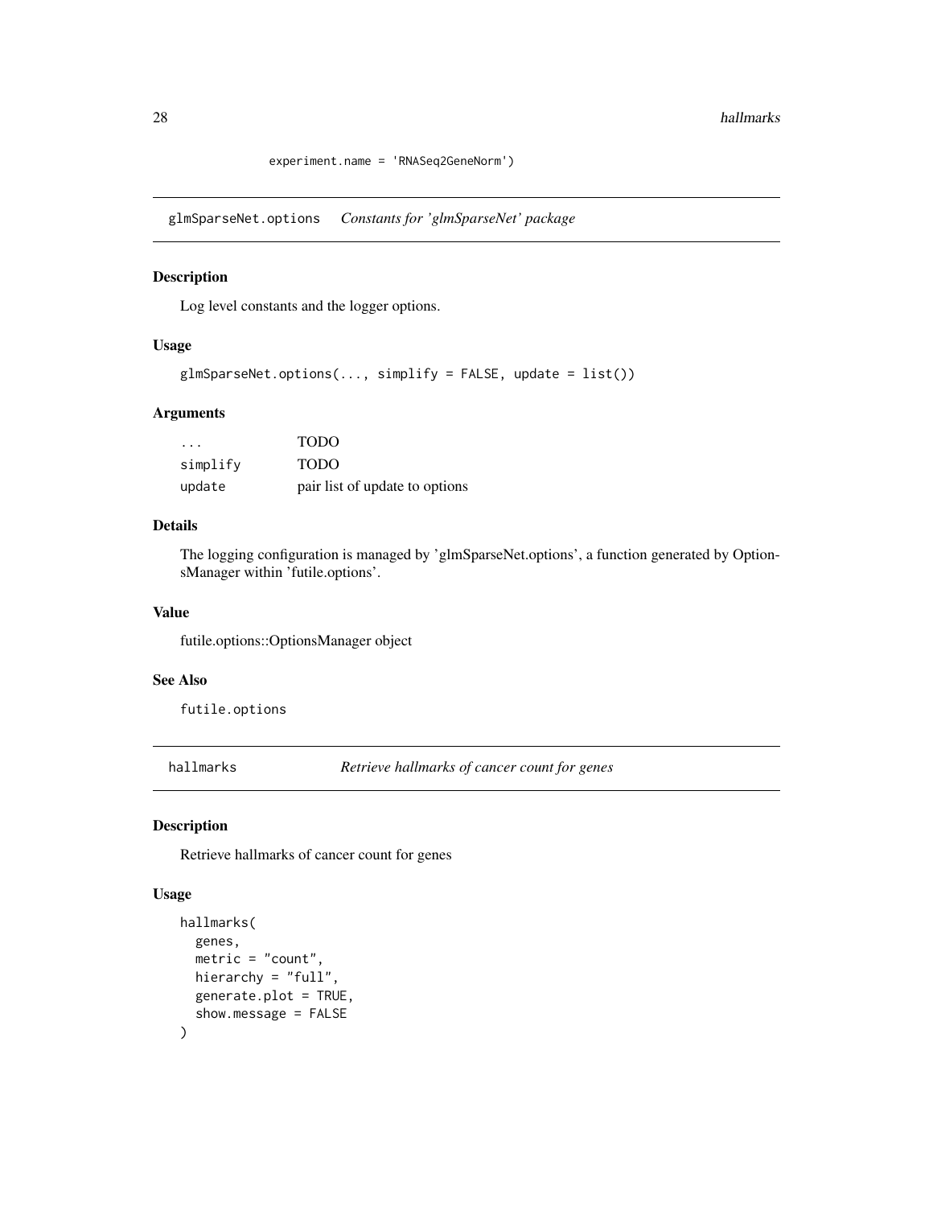```
            experiment.name = 'RNASeq2GeneNorm')
```

## glmSparseNet.options *Constants for 'glmSparseNet' package*

### Description

Log level constants and the logger options.

### Usage

```
glmSparseNet.options(..., simplify = FALSE, update = list())
```

### Arguments

| | |
|---|---|
| ... | TODO |
| simplify | TODO |
| update | pair list of update to options |

### Details

The logging configuration is managed by 'glmSparseNet.options', a function generated by OptionsManager within 'futile.options'.

### Value

futile.options::OptionsManager object

### See Also

futile.options

## hallmarks *Retrieve hallmarks of cancer count for genes*

### Description

Retrieve hallmarks of cancer count for genes

### Usage

```
hallmarks(
  genes,
  metric = "count",
  hierarchy = "full",
  generate.plot = TRUE,
  show.message = FALSE
)
```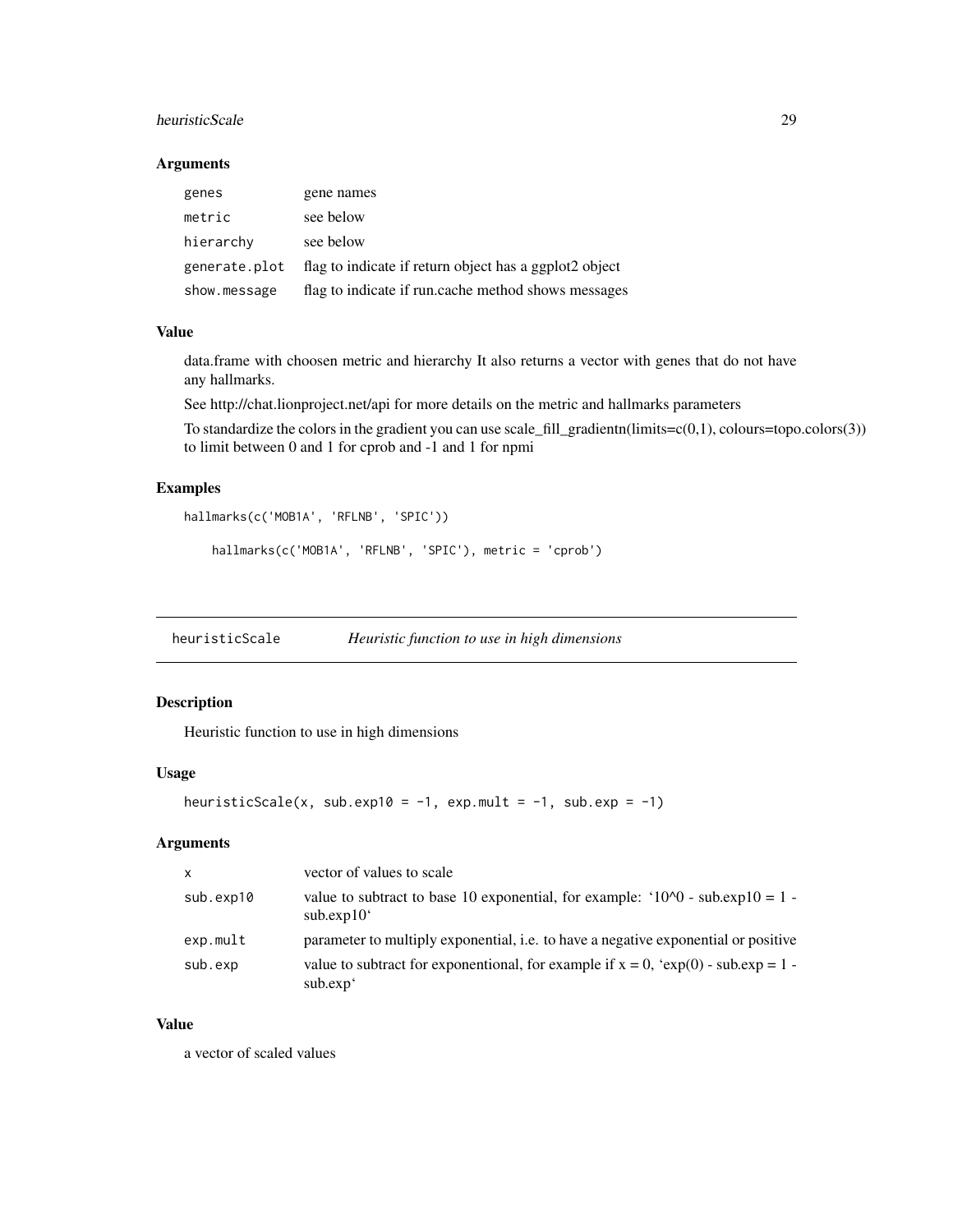### Arguments

| | |
|---|---|
| genes | gene names |
| metric | see below |
| hierarchy | see below |
| generate.plot | flag to indicate if return object has a ggplot2 object |
| show.message | flag to indicate if run.cache method shows messages |

### Value

data.frame with choosen metric and hierarchy It also returns a vector with genes that do not have any hallmarks.

See http://chat.lionproject.net/api for more details on the metric and hallmarks parameters

To standardize the colors in the gradient you can use scale_fill_gradientn(limits=c(0,1), colours=topo.colors(3)) to limit between 0 and 1 for cprob and -1 and 1 for npmi

### Examples

```
hallmarks(c('MOB1A', 'RFLNB', 'SPIC'))

    hallmarks(c('MOB1A', 'RFLNB', 'SPIC'), metric = 'cprob')
```

---

## heuristicScale — *Heuristic function to use in high dimensions*

### Description

Heuristic function to use in high dimensions

### Usage

```
heuristicScale(x, sub.exp10 = -1, exp.mult = -1, sub.exp = -1)
```

### Arguments

| | |
|---|---|
| x | vector of values to scale |
| sub.exp10 | value to subtract to base 10 exponential, for example: '10^0 - sub.exp10 = 1 - sub.exp10' |
| exp.mult | parameter to multiply exponential, i.e. to have a negative exponential or positive |
| sub.exp | value to subtract for exponentional, for example if x = 0, 'exp(0) - sub.exp = 1 - sub.exp' |

### Value

a vector of scaled values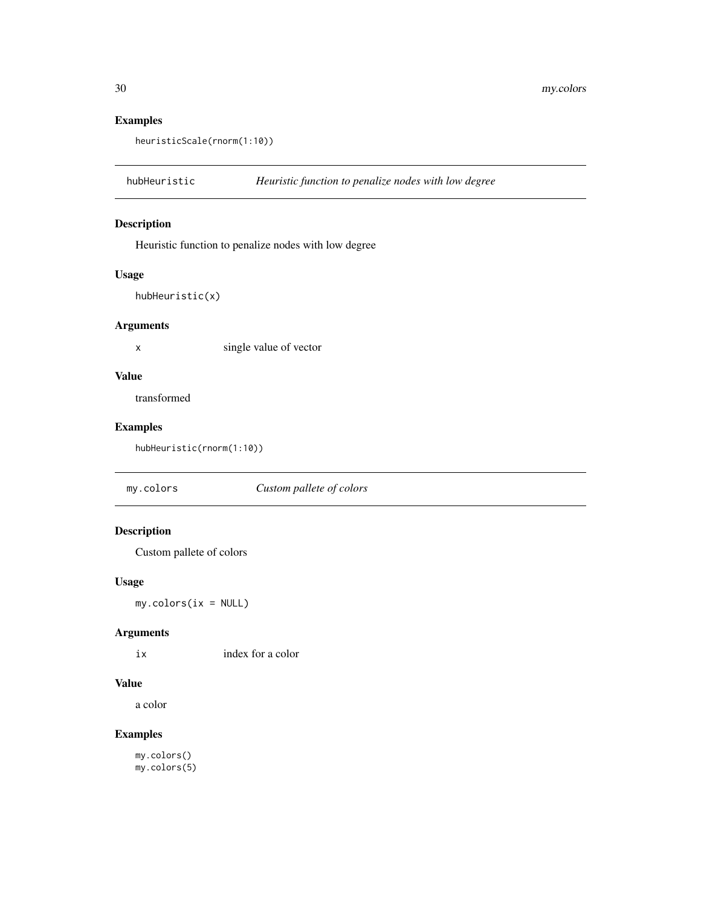## Examples

```
heuristicScale(rnorm(1:10))
```

---

## hubHeuristic — *Heuristic function to penalize nodes with low degree*

### Description

Heuristic function to penalize nodes with low degree

### Usage

```
hubHeuristic(x)
```

### Arguments

| | |
|---|---|
| `x` | single value of vector |

### Value

transformed

### Examples

```
hubHeuristic(rnorm(1:10))
```

---

## my.colors — *Custom pallete of colors*

### Description

Custom pallete of colors

### Usage

```
my.colors(ix = NULL)
```

### Arguments

| | |
|---|---|
| `ix` | index for a color |

### Value

a color

### Examples

```
my.colors()
my.colors(5)
```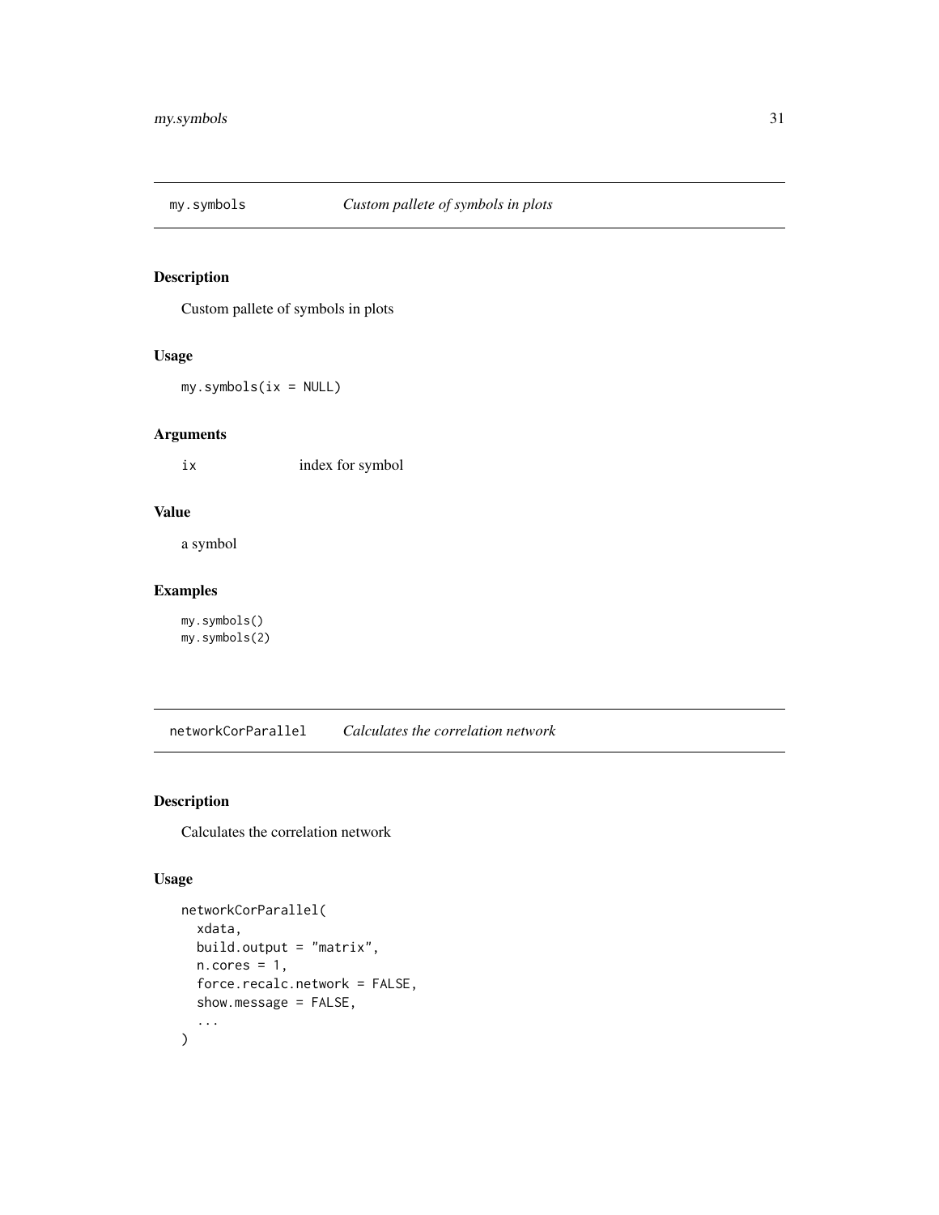## my.symbols — *Custom pallete of symbols in plots*

### Description

Custom pallete of symbols in plots

### Usage

```
my.symbols(ix = NULL)
```

### Arguments

| | |
|---|---|
| ix | index for symbol |

### Value

a symbol

### Examples

```
my.symbols()
my.symbols(2)
```

## networkCorParallel — *Calculates the correlation network*

### Description

Calculates the correlation network

### Usage

```
networkCorParallel(
  xdata,
  build.output = "matrix",
  n.cores = 1,
  force.recalc.network = FALSE,
  show.message = FALSE,
  ...
)
```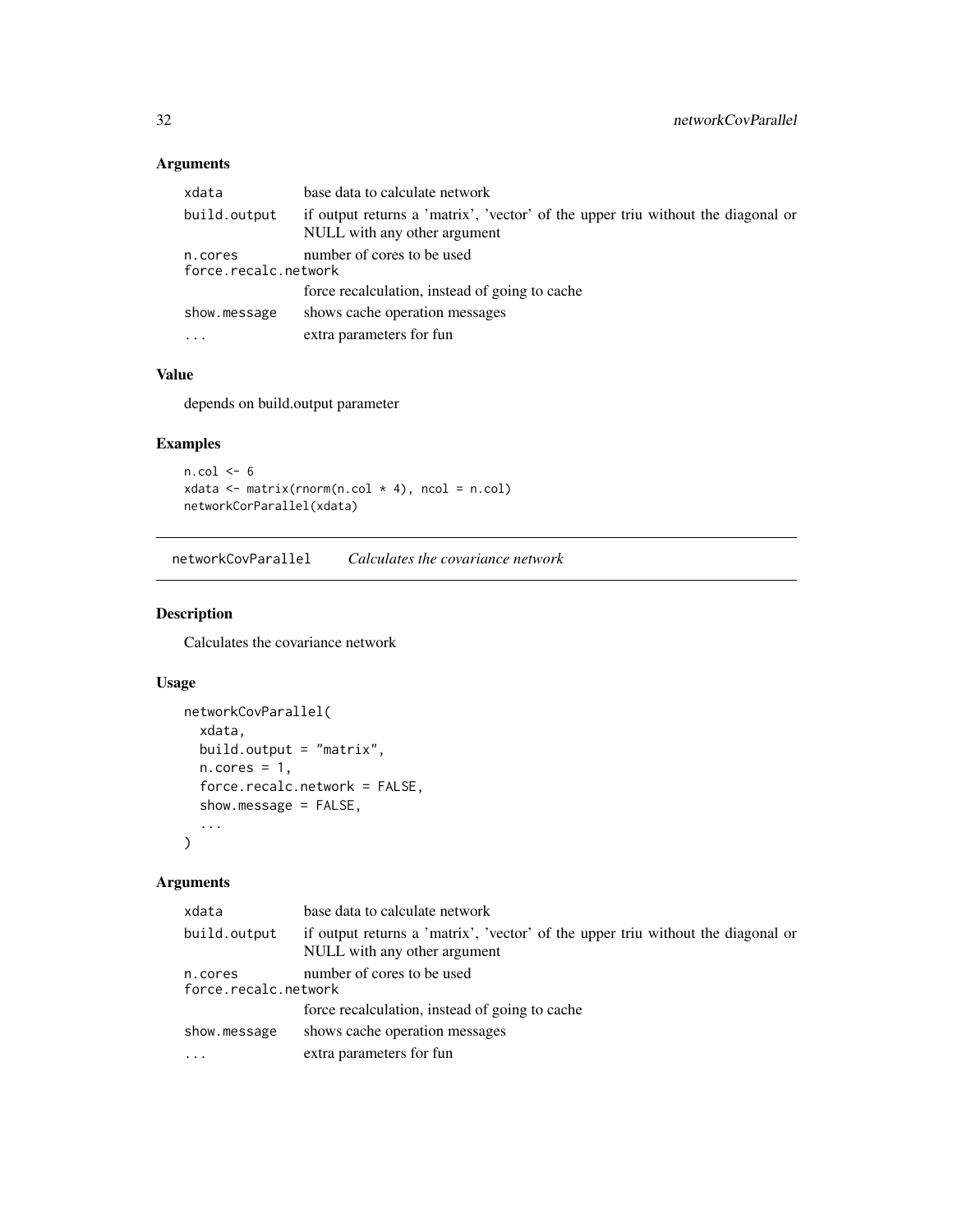## Arguments

| | |
|---|---|
| xdata | base data to calculate network |
| build.output | if output returns a 'matrix', 'vector' of the upper triu without the diagonal or NULL with any other argument |
| n.cores | number of cores to be used |
| force.recalc.network | force recalculation, instead of going to cache |
| show.message | shows cache operation messages |
| ... | extra parameters for fun |

## Value

depends on build.output parameter

## Examples

```
n.col <- 6
xdata <- matrix(rnorm(n.col * 4), ncol = n.col)
networkCorParallel(xdata)
```

---

# networkCovParallel *Calculates the covariance network*

## Description

Calculates the covariance network

## Usage

```
networkCovParallel(
  xdata,
  build.output = "matrix",
  n.cores = 1,
  force.recalc.network = FALSE,
  show.message = FALSE,
  ...
)
```

## Arguments

| | |
|---|---|
| xdata | base data to calculate network |
| build.output | if output returns a 'matrix', 'vector' of the upper triu without the diagonal or NULL with any other argument |
| n.cores | number of cores to be used |
| force.recalc.network | force recalculation, instead of going to cache |
| show.message | shows cache operation messages |
| ... | extra parameters for fun |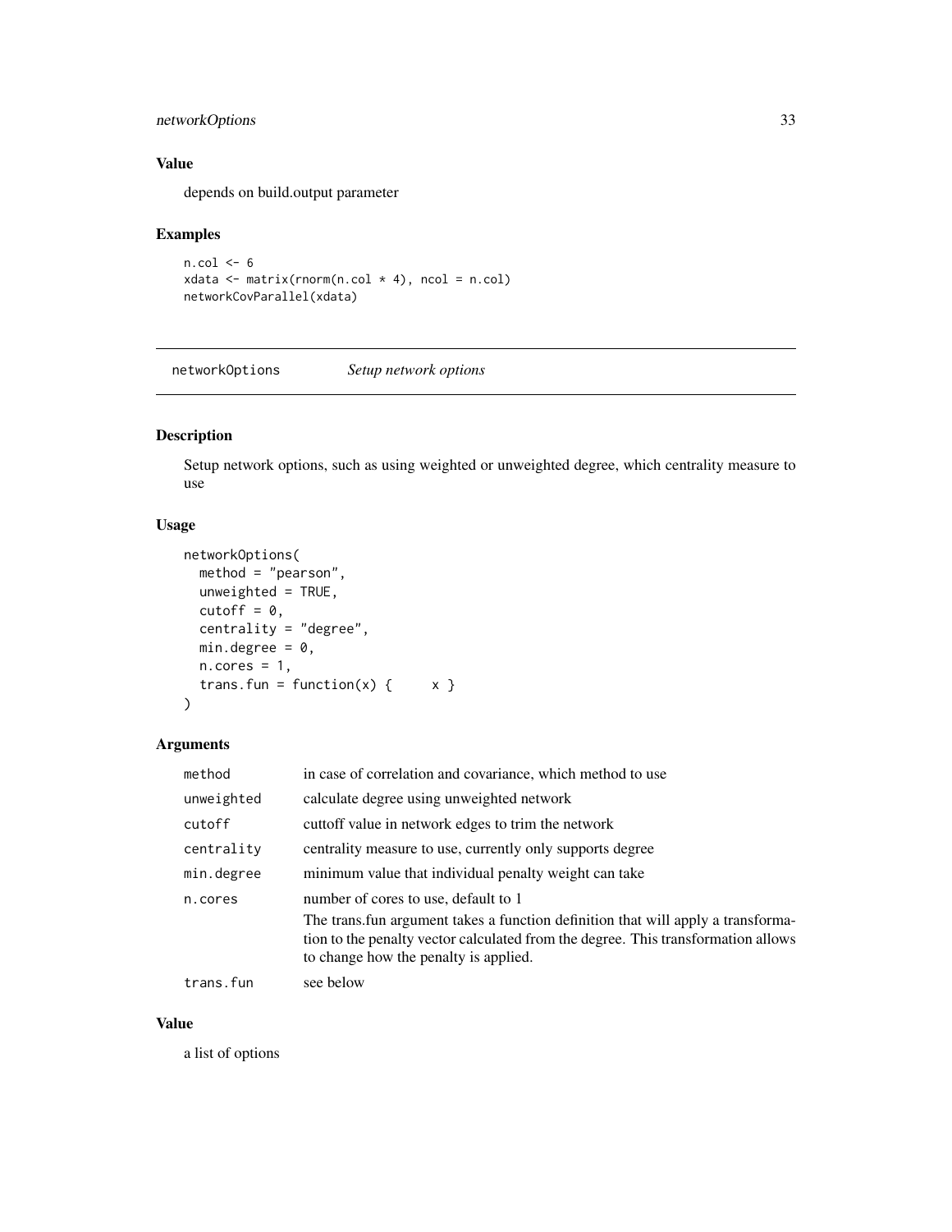### Value

depends on build.output parameter

### Examples

```
n.col <- 6
xdata <- matrix(rnorm(n.col * 4), ncol = n.col)
networkCovParallel(xdata)
```

---

## networkOptions *Setup network options*

### Description

Setup network options, such as using weighted or unweighted degree, which centrality measure to use

### Usage

```
networkOptions(
  method = "pearson",
  unweighted = TRUE,
  cutoff = 0,
  centrality = "degree",
  min.degree = 0,
  n.cores = 1,
  trans.fun = function(x) {      x }
)
```

### Arguments

| | |
|---|---|
| `method` | in case of correlation and covariance, which method to use |
| `unweighted` | calculate degree using unweighted network |
| `cutoff` | cuttoff value in network edges to trim the network |
| `centrality` | centrality measure to use, currently only supports degree |
| `min.degree` | minimum value that individual penalty weight can take |
| `n.cores` | number of cores to use, default to 1<br>The trans.fun argument takes a function definition that will apply a transformation to the penalty vector calculated from the degree. This transformation allows to change how the penalty is applied. |
| `trans.fun` | see below |

### Value

a list of options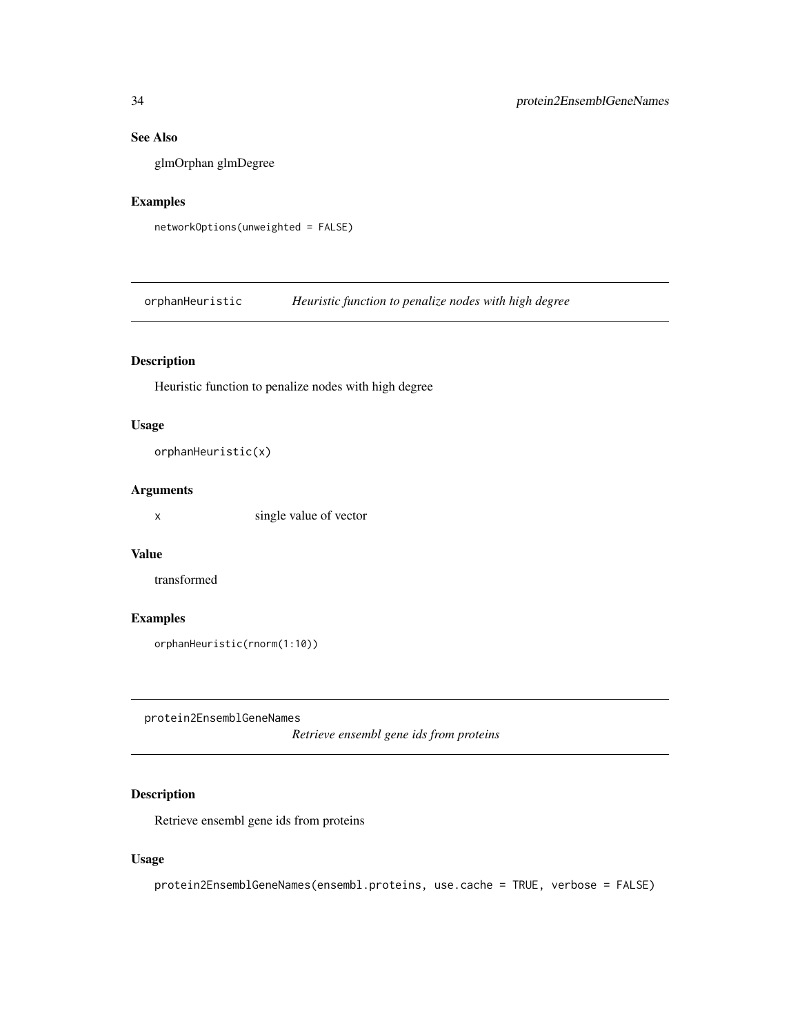### See Also

glmOrphan glmDegree

### Examples

```
networkOptions(unweighted = FALSE)
```

## orphanHeuristic *Heuristic function to penalize nodes with high degree*

### Description

Heuristic function to penalize nodes with high degree

### Usage

```
orphanHeuristic(x)
```

### Arguments

| | |
|---|---|
| x | single value of vector |

### Value

transformed

### Examples

```
orphanHeuristic(rnorm(1:10))
```

## protein2EnsemblGeneNames *Retrieve ensembl gene ids from proteins*

### Description

Retrieve ensembl gene ids from proteins

### Usage

```
protein2EnsemblGeneNames(ensembl.proteins, use.cache = TRUE, verbose = FALSE)
```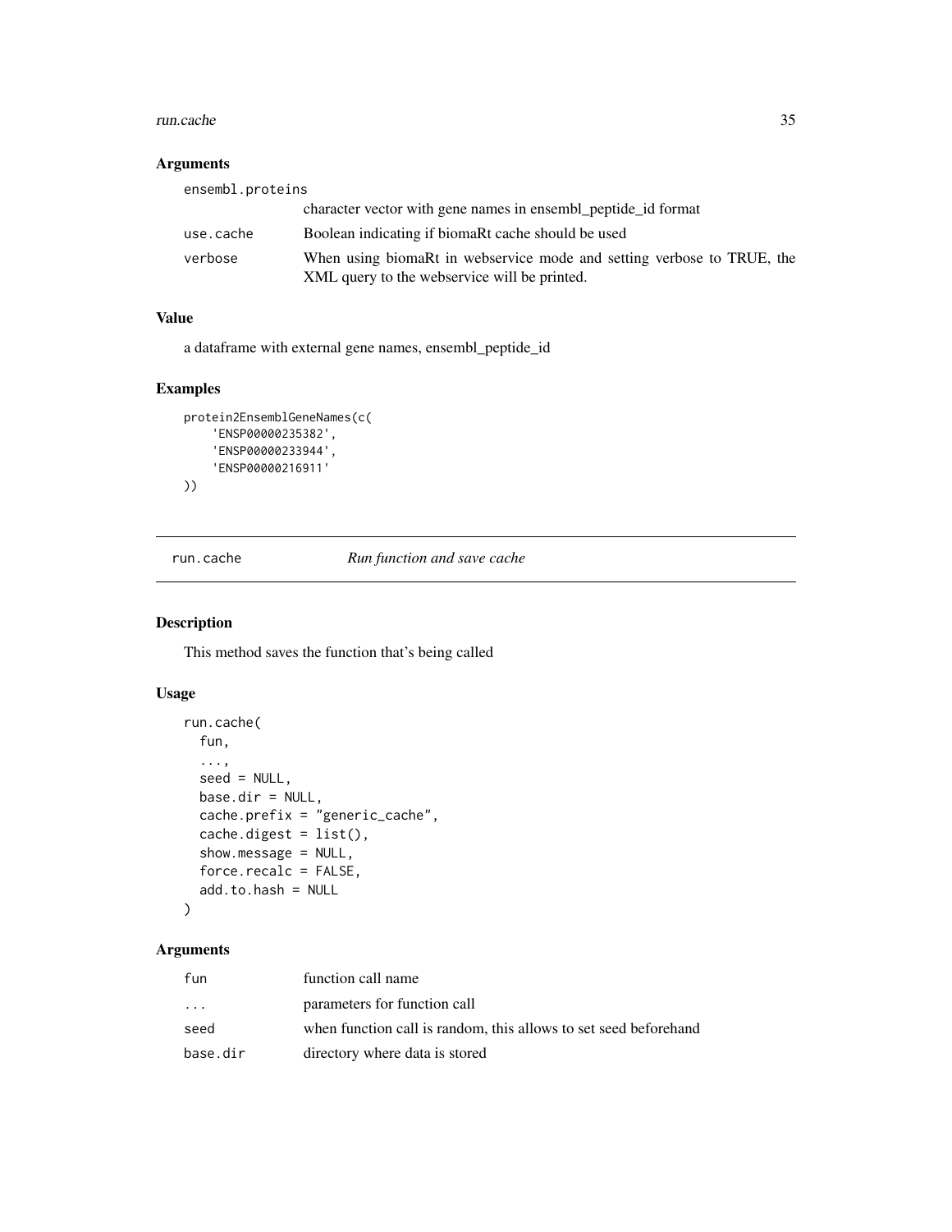### Arguments

| | |
|---|---|
| `ensembl.proteins` | character vector with gene names in ensembl_peptide_id format |
| `use.cache` | Boolean indicating if biomaRt cache should be used |
| `verbose` | When using biomaRt in webservice mode and setting verbose to TRUE, the XML query to the webservice will be printed. |

### Value

a dataframe with external gene names, ensembl_peptide_id

### Examples

```
protein2EnsemblGeneNames(c(
    'ENSP00000235382',
    'ENSP00000233944',
    'ENSP00000216911'
))
```

---

## run.cache *Run function and save cache*

### Description

This method saves the function that's being called

### Usage

```
run.cache(
  fun,
  ...,
  seed = NULL,
  base.dir = NULL,
  cache.prefix = "generic_cache",
  cache.digest = list(),
  show.message = NULL,
  force.recalc = FALSE,
  add.to.hash = NULL
)
```

### Arguments

| | |
|---|---|
| `fun` | function call name |
| `...` | parameters for function call |
| `seed` | when function call is random, this allows to set seed beforehand |
| `base.dir` | directory where data is stored |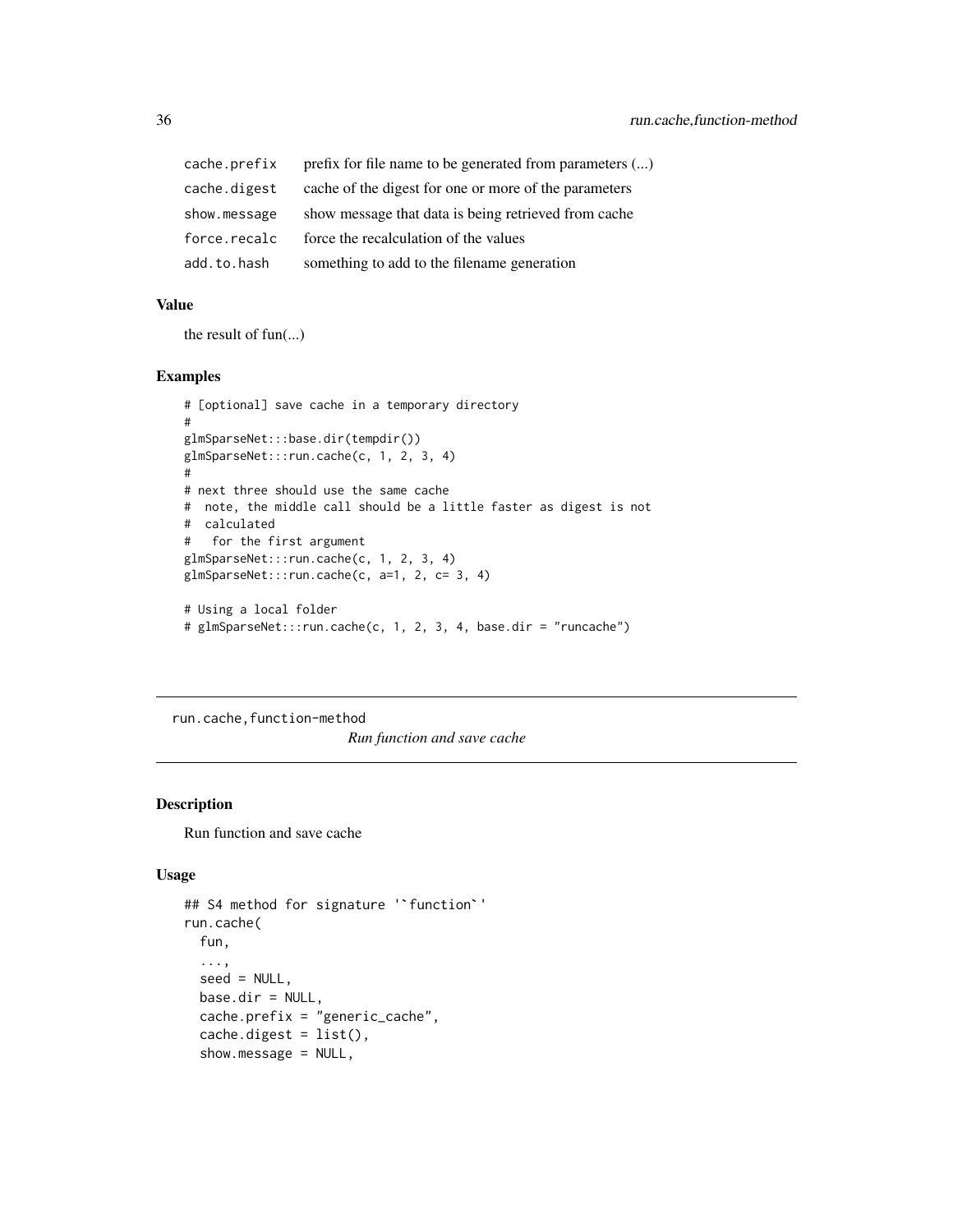| | |
|---|---|
| cache.prefix | prefix for file name to be generated from parameters (...) |
| cache.digest | cache of the digest for one or more of the parameters |
| show.message | show message that data is being retrieved from cache |
| force.recalc | force the recalculation of the values |
| add.to.hash | something to add to the filename generation |

### Value

the result of fun(...)

### Examples

```
# [optional] save cache in a temporary directory
#
glmSparseNet:::base.dir(tempdir())
glmSparseNet:::run.cache(c, 1, 2, 3, 4)
#
# next three should use the same cache
#  note, the middle call should be a little faster as digest is not
#  calculated
#   for the first argument
glmSparseNet:::run.cache(c, 1, 2, 3, 4)
glmSparseNet:::run.cache(c, a=1, 2, c= 3, 4)

# Using a local folder
# glmSparseNet:::run.cache(c, 1, 2, 3, 4, base.dir = "runcache")
```

---

## run.cache,function-method

*Run function and save cache*

### Description

Run function and save cache

### Usage

```
## S4 method for signature '`function`'
run.cache(
  fun,
  ...,
  seed = NULL,
  base.dir = NULL,
  cache.prefix = "generic_cache",
  cache.digest = list(),
  show.message = NULL,
```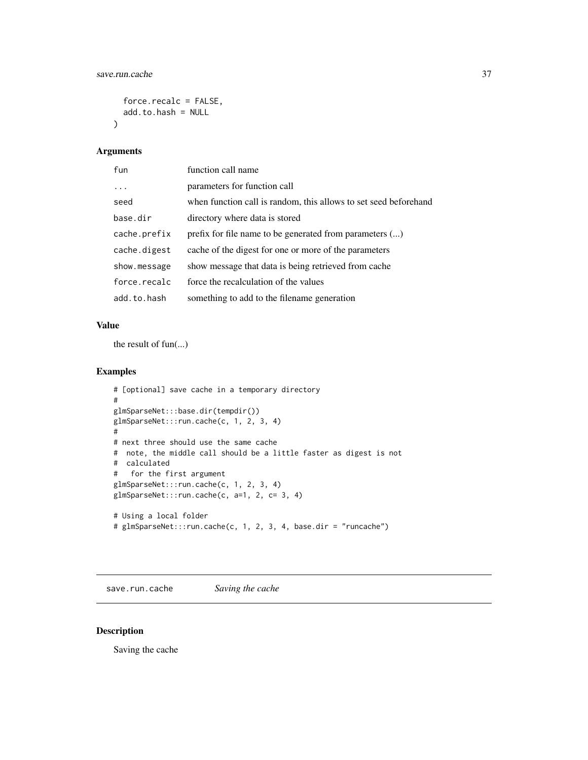```
  force.recalc = FALSE,
  add.to.hash = NULL
)
```

### Arguments

| | |
|---|---|
| fun | function call name |
| ... | parameters for function call |
| seed | when function call is random, this allows to set seed beforehand |
| base.dir | directory where data is stored |
| cache.prefix | prefix for file name to be generated from parameters (...) |
| cache.digest | cache of the digest for one or more of the parameters |
| show.message | show message that data is being retrieved from cache |
| force.recalc | force the recalculation of the values |
| add.to.hash | something to add to the filename generation |

### Value

the result of fun(...)

### Examples

```
# [optional] save cache in a temporary directory
#
glmSparseNet:::base.dir(tempdir())
glmSparseNet:::run.cache(c, 1, 2, 3, 4)
#
# next three should use the same cache
#  note, the middle call should be a little faster as digest is not
#  calculated
#   for the first argument
glmSparseNet:::run.cache(c, 1, 2, 3, 4)
glmSparseNet:::run.cache(c, a=1, 2, c= 3, 4)

# Using a local folder
# glmSparseNet:::run.cache(c, 1, 2, 3, 4, base.dir = "runcache")
```

## save.run.cache — *Saving the cache*

### Description

Saving the cache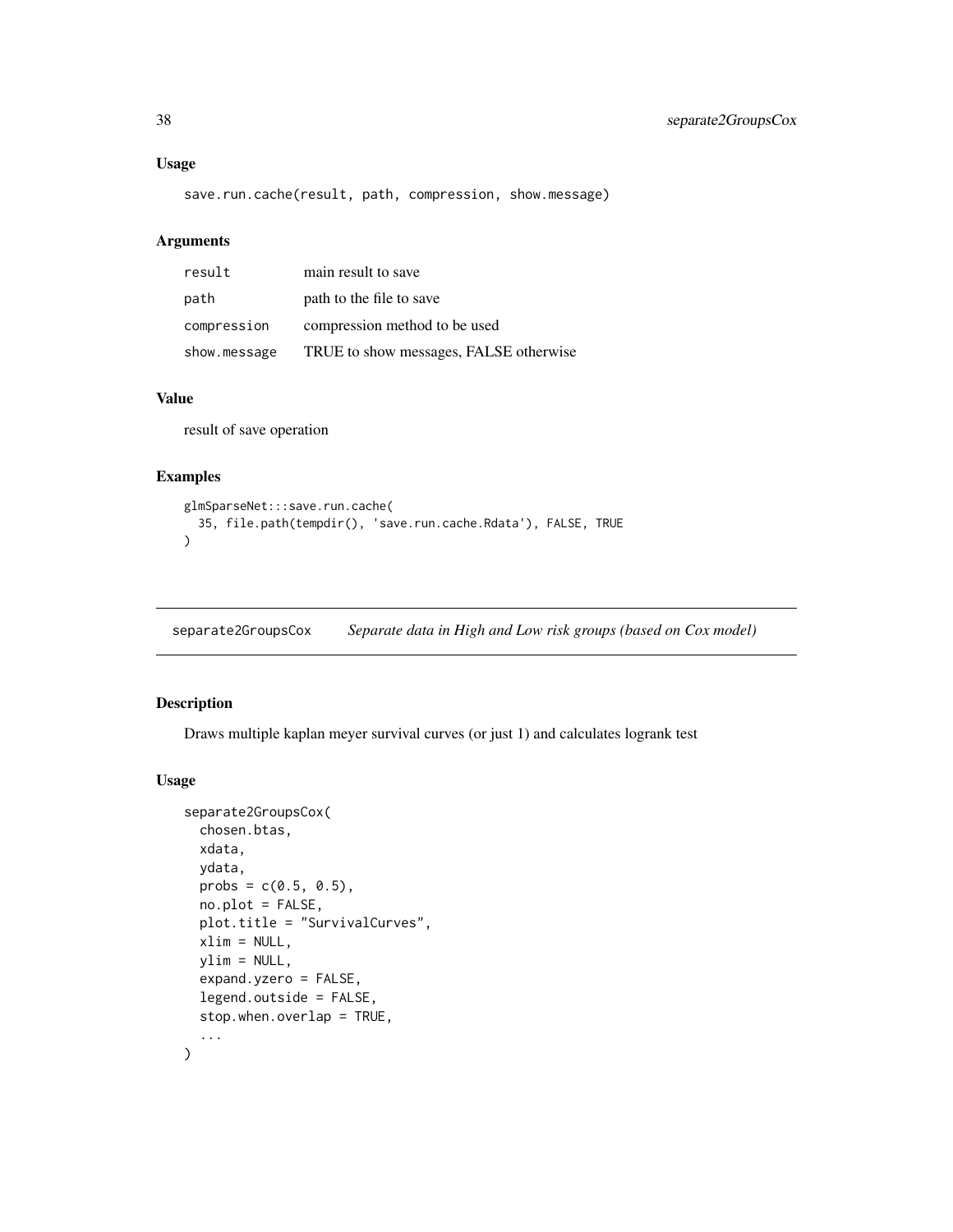## Usage

```
save.run.cache(result, path, compression, show.message)
```

## Arguments

| | |
|---|---|
| result | main result to save |
| path | path to the file to save |
| compression | compression method to be used |
| show.message | TRUE to show messages, FALSE otherwise |

## Value

result of save operation

## Examples

```
glmSparseNet:::save.run.cache(
  35, file.path(tempdir(), 'save.run.cache.Rdata'), FALSE, TRUE
)
```

# separate2GroupsCox    *Separate data in High and Low risk groups (based on Cox model)*

## Description

Draws multiple kaplan meyer survival curves (or just 1) and calculates logrank test

## Usage

```
separate2GroupsCox(
  chosen.btas,
  xdata,
  ydata,
  probs = c(0.5, 0.5),
  no.plot = FALSE,
  plot.title = "SurvivalCurves",
  xlim = NULL,
  ylim = NULL,
  expand.yzero = FALSE,
  legend.outside = FALSE,
  stop.when.overlap = TRUE,
  ...
)
```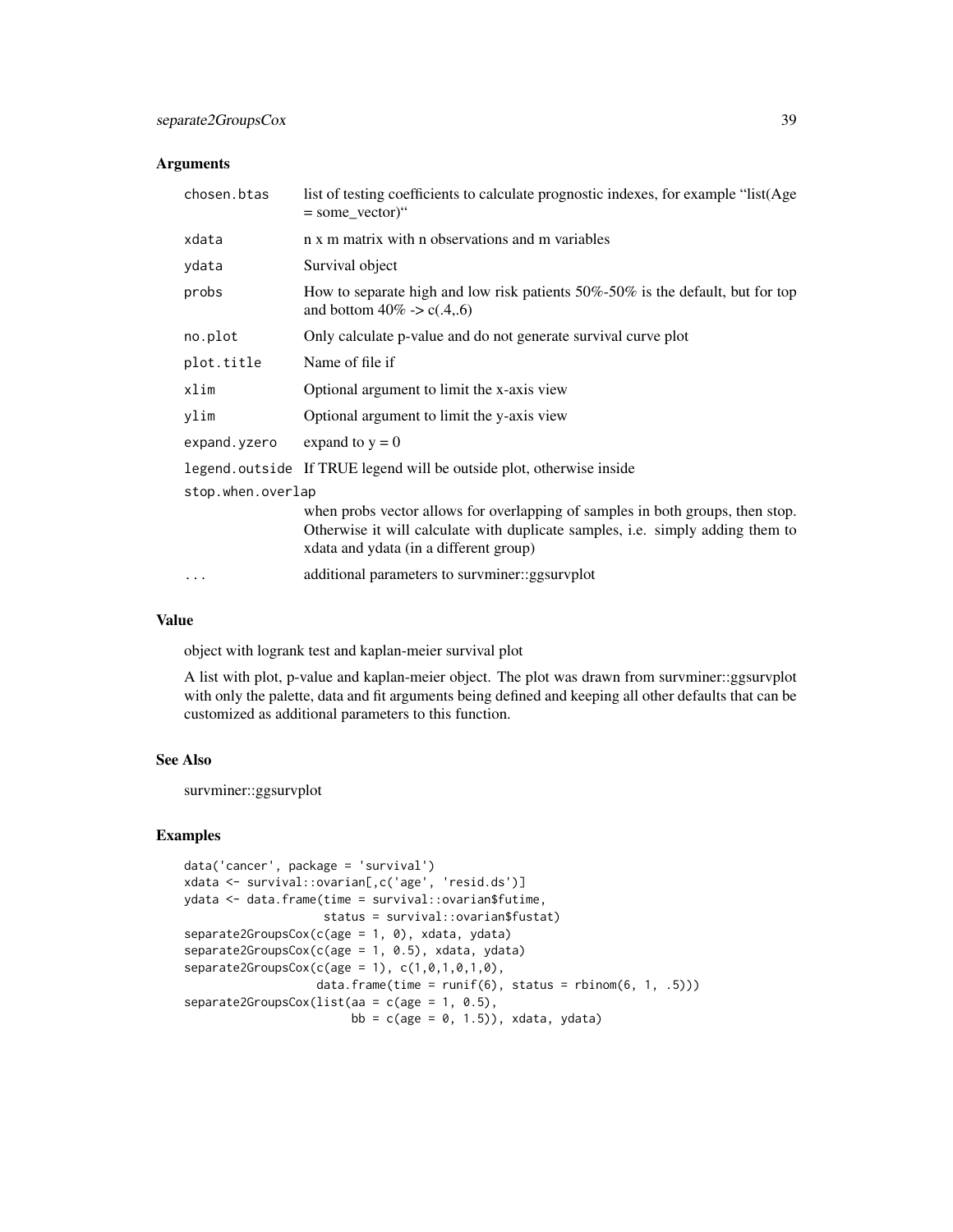## Arguments

| | |
|---|---|
| chosen.btas | list of testing coefficients to calculate prognostic indexes, for example "list(Age = some_vector)" |
| xdata | n x m matrix with n observations and m variables |
| ydata | Survival object |
| probs | How to separate high and low risk patients 50%-50% is the default, but for top and bottom 40% -> c(.4,.6) |
| no.plot | Only calculate p-value and do not generate survival curve plot |
| plot.title | Name of file if |
| xlim | Optional argument to limit the x-axis view |
| ylim | Optional argument to limit the y-axis view |
| expand.yzero | expand to y = 0 |
| legend.outside | If TRUE legend will be outside plot, otherwise inside |
| stop.when.overlap | when probs vector allows for overlapping of samples in both groups, then stop. Otherwise it will calculate with duplicate samples, i.e. simply adding them to xdata and ydata (in a different group) |
| ... | additional parameters to survminer::ggsurvplot |

## Value

object with logrank test and kaplan-meier survival plot

A list with plot, p-value and kaplan-meier object. The plot was drawn from survminer::ggsurvplot with only the palette, data and fit arguments being defined and keeping all other defaults that can be customized as additional parameters to this function.

## See Also

survminer::ggsurvplot

## Examples

```
data('cancer', package = 'survival')
xdata <- survival::ovarian[,c('age', 'resid.ds')]
ydata <- data.frame(time = survival::ovarian$futime,
                    status = survival::ovarian$fustat)
separate2GroupsCox(c(age = 1, 0), xdata, ydata)
separate2GroupsCox(c(age = 1, 0.5), xdata, ydata)
separate2GroupsCox(c(age = 1), c(1,0,1,0,1,0),
                   data.frame(time = runif(6), status = rbinom(6, 1, .5)))
separate2GroupsCox(list(aa = c(age = 1, 0.5),
                        bb = c(age = 0, 1.5)), xdata, ydata)
```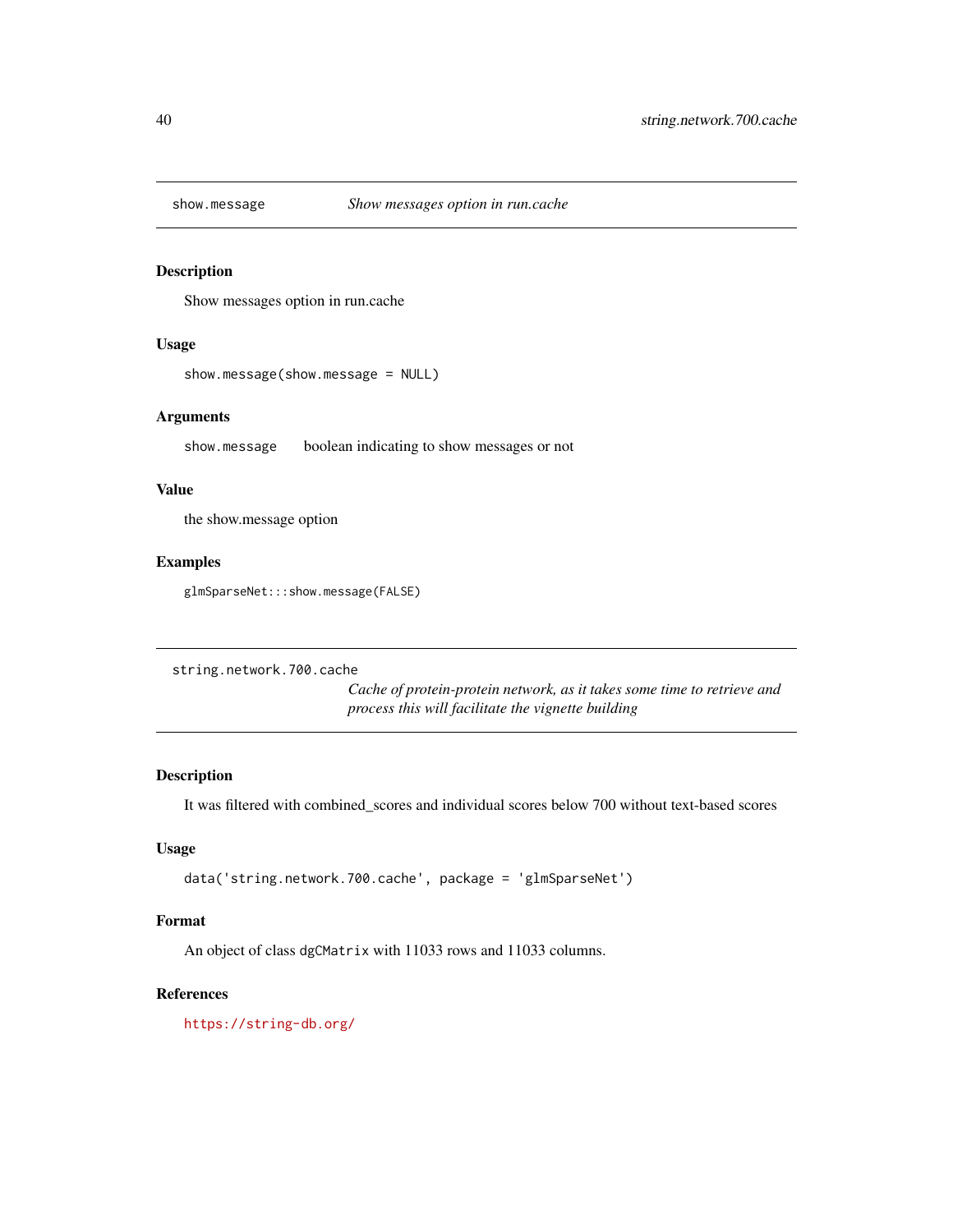## show.message — *Show messages option in run.cache*

### Description

Show messages option in run.cache

### Usage

```
show.message(show.message = NULL)
```

### Arguments

show.message    boolean indicating to show messages or not

### Value

the show.message option

### Examples

```
glmSparseNet:::show.message(FALSE)
```

## string.network.700.cache — *Cache of protein-protein network, as it takes some time to retrieve and process this will facilitate the vignette building*

### Description

It was filtered with combined_scores and individual scores below 700 without text-based scores

### Usage

```
data('string.network.700.cache', package = 'glmSparseNet')
```

### Format

An object of class `dgCMatrix` with 11033 rows and 11033 columns.

### References

https://string-db.org/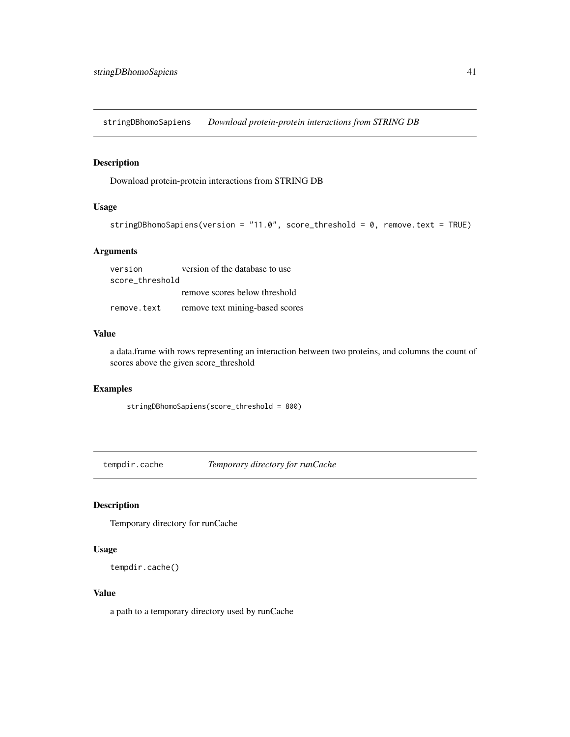## stringDBhomoSapiens *Download protein-protein interactions from STRING DB*

### Description

Download protein-protein interactions from STRING DB

### Usage

```
stringDBhomoSapiens(version = "11.0", score_threshold = 0, remove.text = TRUE)
```

### Arguments

| | |
|---|---|
| version | version of the database to use |
| score_threshold | remove scores below threshold |
| remove.text | remove text mining-based scores |

### Value

a data.frame with rows representing an interaction between two proteins, and columns the count of scores above the given score_threshold

### Examples

```
stringDBhomoSapiens(score_threshold = 800)
```

## tempdir.cache *Temporary directory for runCache*

### Description

Temporary directory for runCache

### Usage

```
tempdir.cache()
```

### Value

a path to a temporary directory used by runCache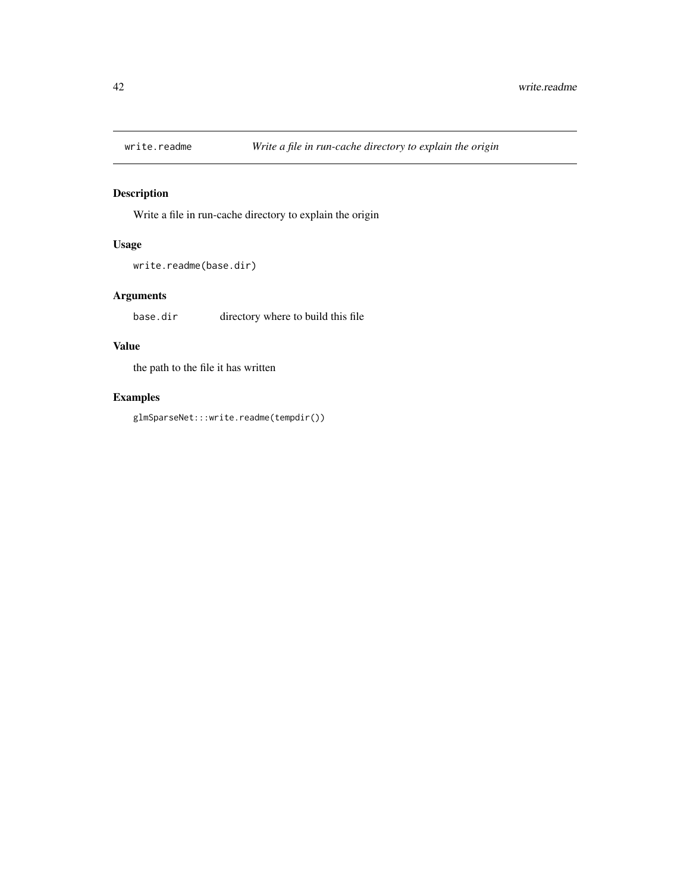## write.readme    *Write a file in run-cache directory to explain the origin*

### Description

Write a file in run-cache directory to explain the origin

### Usage

```
write.readme(base.dir)
```

### Arguments

| | |
|---|---|
| base.dir | directory where to build this file |

### Value

the path to the file it has written

### Examples

```
glmSparseNet:::write.readme(tempdir())
```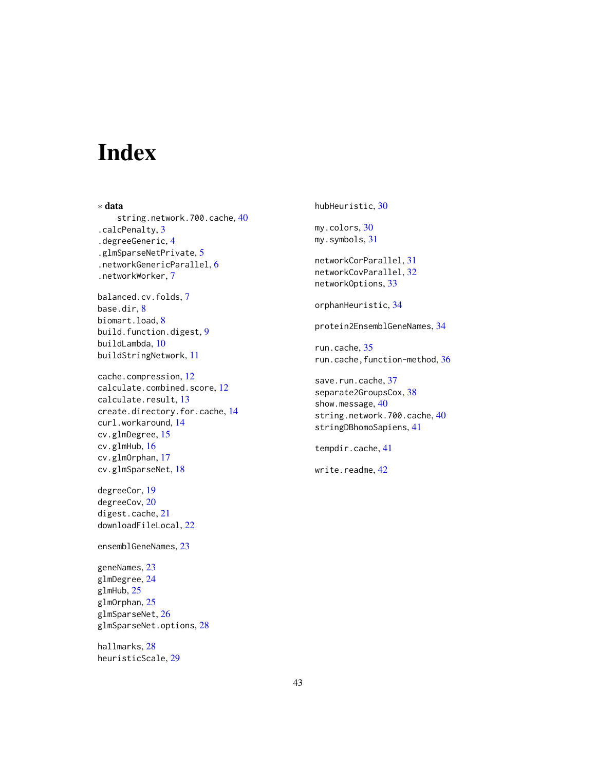# Index

∗ **data**

 string.network.700.cache, 40

.calcPenalty, 3
.degreeGeneric, 4
.glmSparseNetPrivate, 5
.networkGenericParallel, 6
.networkWorker, 7

balanced.cv.folds, 7
base.dir, 8
biomart.load, 8
build.function.digest, 9
buildLambda, 10
buildStringNetwork, 11

cache.compression, 12
calculate.combined.score, 12
calculate.result, 13
create.directory.for.cache, 14
curl.workaround, 14
cv.glmDegree, 15
cv.glmHub, 16
cv.glmOrphan, 17
cv.glmSparseNet, 18

degreeCor, 19
degreeCov, 20
digest.cache, 21
downloadFileLocal, 22

ensemblGeneNames, 23

geneNames, 23
glmDegree, 24
glmHub, 25
glmOrphan, 25
glmSparseNet, 26
glmSparseNet.options, 28

hallmarks, 28
heuristicScale, 29

hubHeuristic, 30

my.colors, 30
my.symbols, 31

networkCorParallel, 31
networkCovParallel, 32
networkOptions, 33

orphanHeuristic, 34

protein2EnsemblGeneNames, 34

run.cache, 35
run.cache,function-method, 36

save.run.cache, 37
separate2GroupsCox, 38
show.message, 40
string.network.700.cache, 40
stringDBhomoSapiens, 41

tempdir.cache, 41

write.readme, 42